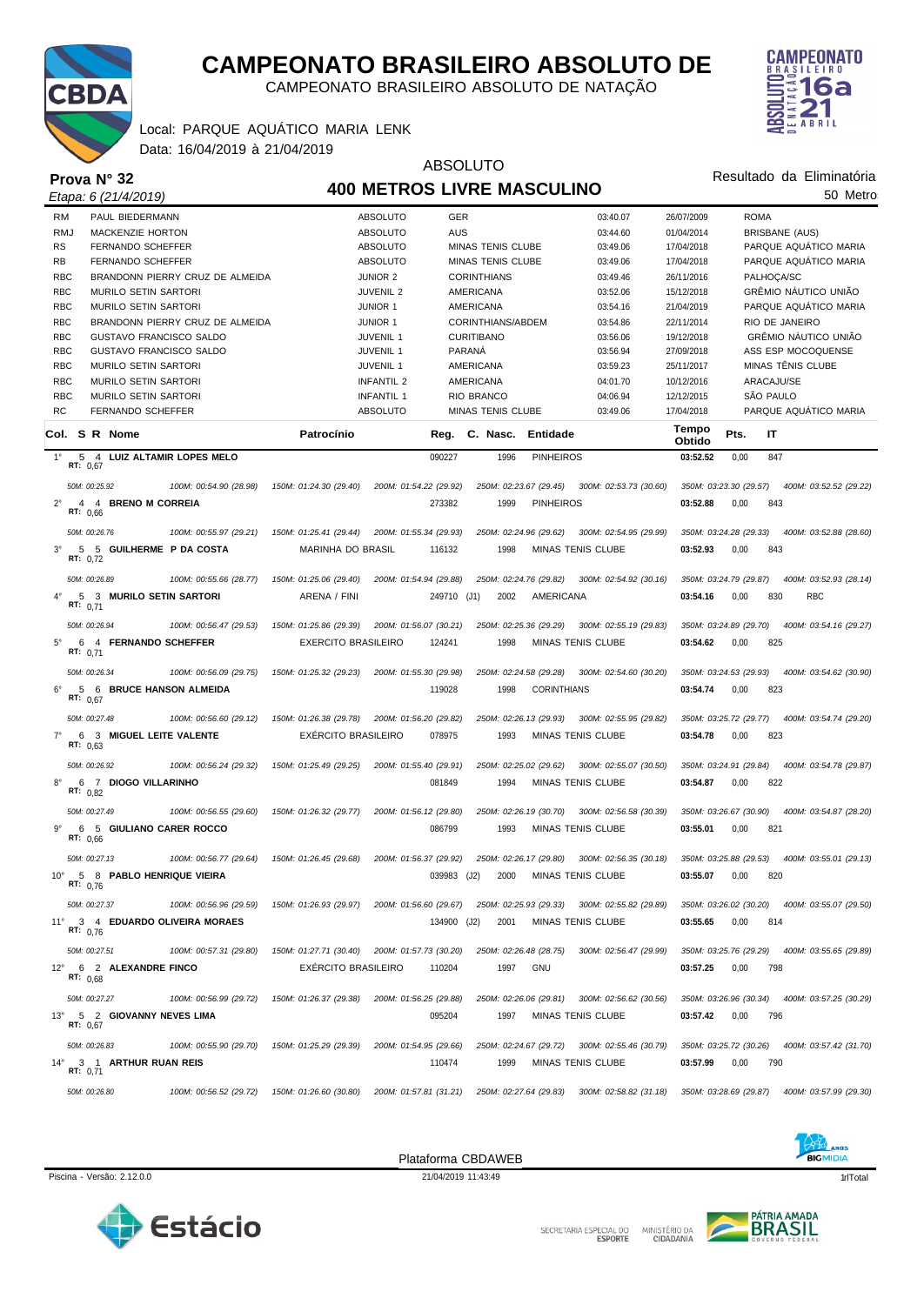# CAMPEONATO BRASILEIRO ABSOLUTO DE

CAMPEONATO BRASILEIRO ABSOLUTO DE NATAÇÃO

Local: PARQUE AQUÁTICO MARIA LENK
Data: 16/04/2019 à 21/04/2019

**Prova N° 32**
*Etapa: 6 (21/4/2019)*

ABSOLUTO
## 400 METROS LIVRE MASCULINO

Resultado da Eliminatória
50 Metro

| | | | | | | |
|---|---|---|---|---|---|---|
| RM | PAUL BIEDERMANN | ABSOLUTO | GER | 03:40.07 | 26/07/2009 | ROMA |
| RMJ | MACKENZIE HORTON | ABSOLUTO | AUS | 03:44.60 | 01/04/2014 | BRISBANE (AUS) |
| RS | FERNANDO SCHEFFER | ABSOLUTO | MINAS TENIS CLUBE | 03:49.06 | 17/04/2018 | PARQUE AQUÁTICO MARIA |
| RB | FERNANDO SCHEFFER | ABSOLUTO | MINAS TENIS CLUBE | 03:49.06 | 17/04/2018 | PARQUE AQUÁTICO MARIA |
| RBC | BRANDONN PIERRY CRUZ DE ALMEIDA | JUNIOR 2 | CORINTHIANS | 03:49.46 | 26/11/2016 | PALHOÇA/SC |
| RBC | MURILO SETIN SARTORI | JUVENIL 2 | AMERICANA | 03:52.06 | 15/12/2018 | GRÊMIO NÁUTICO UNIÃO |
| RBC | MURILO SETIN SARTORI | JUNIOR 1 | AMERICANA | 03:54.16 | 21/04/2019 | PARQUE AQUÁTICO MARIA |
| RBC | BRANDONN PIERRY CRUZ DE ALMEIDA | JUNIOR 1 | CORINTHIANS/ABDEM | 03:54.86 | 22/11/2014 | RIO DE JANEIRO |
| RBC | GUSTAVO FRANCISCO SALDO | JUVENIL 1 | CURITIBANO | 03:56.06 | 19/12/2018 | GRÊMIO NÁUTICO UNIÃO |
| RBC | GUSTAVO FRANCISCO SALDO | JUVENIL 1 | PARANÁ | 03:56.94 | 27/09/2018 | ASS ESP MOCOQUENSE |
| RBC | MURILO SETIN SARTORI | JUVENIL 1 | AMERICANA | 03:59.23 | 25/11/2017 | MINAS TÊNIS CLUBE |
| RBC | MURILO SETIN SARTORI | INFANTIL 2 | AMERICANA | 04:01.70 | 10/12/2016 | ARACAJU/SE |
| RBC | MURILO SETIN SARTORI | INFANTIL 1 | RIO BRANCO | 04:06.94 | 12/12/2015 | SÃO PAULO |
| RC | FERNANDO SCHEFFER | ABSOLUTO | MINAS TENIS CLUBE | 03:49.06 | 17/04/2018 | PARQUE AQUÁTICO MARIA |

| Col. | S | R | Nome | Patrocínio | Reg. | C. Nasc. | Entidade | Tempo Obtido | Pts. | IT |
|---|---|---|---|---|---|---|---|---|---|---|
| 1° | 5 | 4 | **LUIZ ALTAMIR LOPES MELO** (RT: 0,67) | | 090227 | 1996 | PINHEIROS | **03:52.52** | 0,00 | 847 |
| | | | 50M: 00:25.92 · 100M: 00:54.90 (28.98) · 150M: 01:24.30 (29.40) · 200M: 01:54.22 (29.92) · 250M: 02:23.67 (29.45) · 300M: 02:53.73 (30.60) · 350M: 03:23.30 (29.57) · 400M: 03:52.52 (29.22) | | | | | | | |
| 2° | 4 | 4 | **BRENO M CORREIA** (RT: 0,66) | | 273382 | 1999 | PINHEIROS | **03:52.88** | 0,00 | 843 |
| | | | 50M: 00:26.76 · 100M: 00:55.97 (29.21) · 150M: 01:25.41 (29.44) · 200M: 01:55.34 (29.93) · 250M: 02:24.96 (29.62) · 300M: 02:54.95 (29.99) · 350M: 03:24.28 (29.33) · 400M: 03:52.88 (28.60) | | | | | | | |
| 3° | 5 | 5 | **GUILHERME P DA COSTA** (RT: 0,72) | MARINHA DO BRASIL | 116132 | 1998 | MINAS TENIS CLUBE | **03:52.93** | 0,00 | 843 |
| | | | 50M: 00:26.89 · 100M: 00:55.66 (28.77) · 150M: 01:25.06 (29.40) · 200M: 01:54.94 (29.88) · 250M: 02:24.76 (29.82) · 300M: 02:54.92 (30.16) · 350M: 03:24.79 (29.87) · 400M: 03:52.93 (28.14) | | | | | | | |
| 4° | 5 | 3 | **MURILO SETIN SARTORI** (RT: 0,71) | ARENA / FINI | 249710 (J1) | 2002 | AMERICANA | **03:54.16** | 0,00 | 830 RBC |
| | | | 50M: 00:26.94 · 100M: 00:56.47 (29.53) · 150M: 01:25.86 (29.39) · 200M: 01:56.07 (30.21) · 250M: 02:25.36 (29.29) · 300M: 02:55.19 (29.83) · 350M: 03:24.89 (29.70) · 400M: 03:54.16 (29.27) | | | | | | | |
| 5° | 6 | 4 | **FERNANDO SCHEFFER** (RT: 0,71) | EXERCITO BRASILEIRO | 124241 | 1998 | MINAS TENIS CLUBE | **03:54.62** | 0,00 | 825 |
| | | | 50M: 00:26.34 · 100M: 00:56.09 (29.75) · 150M: 01:25.32 (29.23) · 200M: 01:55.30 (29.98) · 250M: 02:24.58 (29.28) · 300M: 02:54.60 (30.20) · 350M: 03:24.53 (29.93) · 400M: 03:54.62 (30.90) | | | | | | | |
| 6° | 5 | 6 | **BRUCE HANSON ALMEIDA** (RT: 0,67) | | 119028 | 1998 | CORINTHIANS | **03:54.74** | 0,00 | 823 |
| | | | 50M: 00:27.48 · 100M: 00:56.60 (29.12) · 150M: 01:26.38 (29.78) · 200M: 01:56.20 (29.82) · 250M: 02:26.13 (29.93) · 300M: 02:55.95 (29.82) · 350M: 03:25.72 (29.77) · 400M: 03:54.74 (29.20) | | | | | | | |
| 7° | 6 | 3 | **MIGUEL LEITE VALENTE** (RT: 0,63) | EXÉRCITO BRASILEIRO | 078975 | 1993 | MINAS TENIS CLUBE | **03:54.78** | 0,00 | 823 |
| | | | 50M: 00:26.92 · 100M: 00:56.24 (29.32) · 150M: 01:25.49 (29.25) · 200M: 01:55.40 (29.91) · 250M: 02:25.02 (29.62) · 300M: 02:55.07 (30.50) · 350M: 03:24.91 (29.84) · 400M: 03:54.78 (29.87) | | | | | | | |
| 8° | 6 | 7 | **DIOGO VILLARINHO** (RT: 0,82) | | 081849 | 1994 | MINAS TENIS CLUBE | **03:54.87** | 0,00 | 822 |
| | | | 50M: 00:27.49 · 100M: 00:56.55 (29.60) · 150M: 01:26.32 (29.77) · 200M: 01:56.12 (29.80) · 250M: 02:26.19 (30.70) · 300M: 02:56.58 (30.39) · 350M: 03:26.67 (30.90) · 400M: 03:54.87 (28.20) | | | | | | | |
| 9° | 6 | 5 | **GIULIANO CARER ROCCO** (RT: 0,66) | | 086799 | 1993 | MINAS TENIS CLUBE | **03:55.01** | 0,00 | 821 |
| | | | 50M: 00:27.13 · 100M: 00:56.77 (29.64) · 150M: 01:26.45 (29.68) · 200M: 01:56.37 (29.92) · 250M: 02:26.17 (29.80) · 300M: 02:56.35 (30.18) · 350M: 03:25.88 (29.53) · 400M: 03:55.01 (29.13) | | | | | | | |
| 10° | 5 | 8 | **PABLO HENRIQUE VIEIRA** (RT: 0,76) | | 039983 (J2) | 2000 | MINAS TENIS CLUBE | **03:55.07** | 0,00 | 820 |
| | | | 50M: 00:27.37 · 100M: 00:56.96 (29.59) · 150M: 01:26.93 (29.97) · 200M: 01:56.60 (29.67) · 250M: 02:25.93 (29.33) · 300M: 02:55.82 (29.89) · 350M: 03:26.02 (30.20) · 400M: 03:55.07 (29.50) | | | | | | | |
| 11° | 3 | 4 | **EDUARDO OLIVEIRA MORAES** (RT: 0,76) | | 134900 (J2) | 2001 | MINAS TENIS CLUBE | **03:55.65** | 0,00 | 814 |
| | | | 50M: 00:27.51 · 100M: 00:57.31 (29.80) · 150M: 01:27.71 (30.40) · 200M: 01:57.73 (30.20) · 250M: 02:26.48 (28.75) · 300M: 02:56.47 (29.99) · 350M: 03:25.76 (29.29) · 400M: 03:55.65 (29.89) | | | | | | | |
| 12° | 6 | 2 | **ALEXANDRE FINCO** (RT: 0,68) | EXÉRCITO BRASILEIRO | 110204 | 1997 | GNU | **03:57.25** | 0,00 | 798 |
| | | | 50M: 00:27.27 · 100M: 00:56.99 (29.72) · 150M: 01:26.37 (29.38) · 200M: 01:56.25 (29.88) · 250M: 02:26.06 (29.81) · 300M: 02:56.62 (30.56) · 350M: 03:26.96 (30.34) · 400M: 03:57.25 (30.29) | | | | | | | |
| 13° | 5 | 2 | **GIOVANNY NEVES LIMA** (RT: 0,67) | | 095204 | 1997 | MINAS TENIS CLUBE | **03:57.42** | 0,00 | 796 |
| | | | 50M: 00:26.83 · 100M: 00:55.90 (29.70) · 150M: 01:25.29 (29.39) · 200M: 01:54.95 (29.66) · 250M: 02:24.67 (29.72) · 300M: 02:55.46 (30.79) · 350M: 03:25.72 (30.26) · 400M: 03:57.42 (31.70) | | | | | | | |
| 14° | 3 | 1 | **ARTHUR RUAN REIS** (RT: 0,71) | | 110474 | 1999 | MINAS TENIS CLUBE | **03:57.99** | 0,00 | 790 |
| | | | 50M: 00:26.80 · 100M: 00:56.52 (29.72) · 150M: 01:26.60 (30.80) · 200M: 01:57.81 (31.21) · 250M: 02:27.64 (29.83) · 300M: 02:58.82 (31.18) · 350M: 03:28.69 (29.87) · 400M: 03:57.99 (29.30) | | | | | | | |

Plataforma CBDAWEB

Piscina - Versão: 2.12.0.0 · 21/04/2019 11:43:49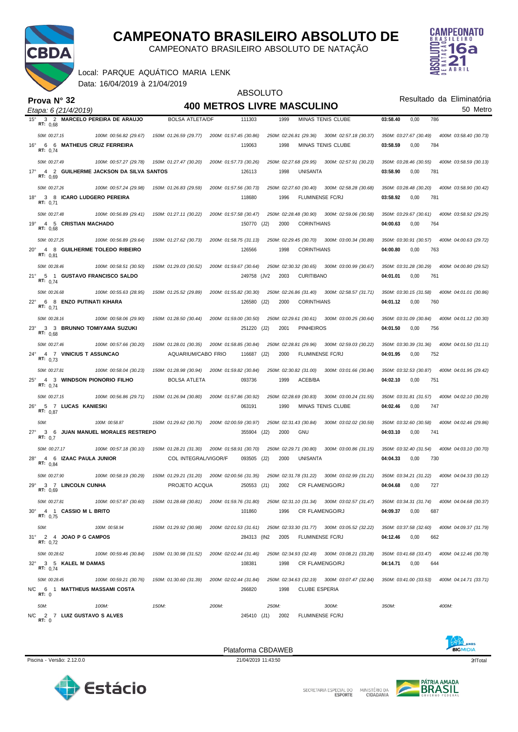# CAMPEONATO BRASILEIRO ABSOLUTO DE

CAMPEONATO BRASILEIRO ABSOLUTO DE NATAÇÃO

Local: PARQUE AQUÁTICO MARIA LENK

Data: 16/04/2019 à 21/04/2019

**Prova N° 32**

*Etapa: 6 (21/4/2019)*

ABSOLUTO

## 400 METROS LIVRE MASCULINO

Resultado da Eliminatória

50 Metro

| Col. | S | R | Nome | Entidade | Registro | Ano | Clube | Tempo | | Pontos |
|---|---|---|---|---|---|---|---|---|---|---|
| 15° | 3 | 2 | **MARCELO PEREIRA DE ARAUJO** (RT: 0,68) | BOLSA ATLETA/DF | 111303 | 1999 | MINAS TENIS CLUBE | 03:58.40 | 0,00 | 786 |
| | | | 50M: 00:27.15 · 100M: 00:56.82 (29.67) · 150M: 01:26.59 (29.77) · 200M: 01:57.45 (30.86) · 250M: 02:26.81 (29.36) · 300M: 02:57.18 (30.37) · 350M: 03:27.67 (30.49) · 400M: 03:58.40 (30.73) | | | | | | | |
| 16° | 6 | 6 | **MATHEUS CRUZ FERREIRA** (RT: 0,74) | | 119063 | 1998 | MINAS TENIS CLUBE | 03:58.59 | 0,00 | 784 |
| | | | 50M: 00:27.49 · 100M: 00:57.27 (29.78) · 150M: 01:27.47 (30.20) · 200M: 01:57.73 (30.26) · 250M: 02:27.68 (29.95) · 300M: 02:57.91 (30.23) · 350M: 03:28.46 (30.55) · 400M: 03:58.59 (30.13) | | | | | | | |
| 17° | 4 | 2 | **GUILHERME JACKSON DA SILVA SANTOS** (RT: 0,69) | | 126113 | 1998 | UNISANTA | 03:58.90 | 0,00 | 781 |
| | | | 50M: 00:27.26 · 100M: 00:57.24 (29.98) · 150M: 01:26.83 (29.59) · 200M: 01:57.56 (30.73) · 250M: 02:27.60 (30.40) · 300M: 02:58.28 (30.68) · 350M: 03:28.48 (30.20) · 400M: 03:58.90 (30.42) | | | | | | | |
| 18° | 3 | 8 | **ICARO LUDGERO PEREIRA** (RT: 0,71) | | 118680 | 1996 | FLUMINENSE FC/RJ | 03:58.92 | 0,00 | 781 |
| | | | 50M: 00:27.48 · 100M: 00:56.89 (29.41) · 150M: 01:27.11 (30.22) · 200M: 01:57.58 (30.47) · 250M: 02:28.48 (30.90) · 300M: 02:59.06 (30.58) · 350M: 03:29.67 (30.61) · 400M: 03:58.92 (29.25) | | | | | | | |
| 19° | 4 | 5 | **CRISTIAN MACHADO** (RT: 0,68) | | 150770 (J2) | 2000 | CORINTHIANS | 04:00.63 | 0,00 | 764 |
| | | | 50M: 00:27.25 · 100M: 00:56.89 (29.64) · 150M: 01:27.62 (30.73) · 200M: 01:58.75 (31.13) · 250M: 02:29.45 (30.70) · 300M: 03:00.34 (30.89) · 350M: 03:30.91 (30.57) · 400M: 04:00.63 (29.72) | | | | | | | |
| 20° | 4 | 8 | **GUILHERME TOLEDO RIBEIRO** (RT: 0,81) | | 126566 | 1998 | CORINTHIANS | 04:00.80 | 0,00 | 763 |
| | | | 50M: 00:28.46 · 100M: 00:58.51 (30.50) · 150M: 01:29.03 (30.52) · 200M: 01:59.67 (30.64) · 250M: 02:30.32 (30.65) · 300M: 03:00.99 (30.67) · 350M: 03:31.28 (30.29) · 400M: 04:00.80 (29.52) | | | | | | | |
| 21° | 5 | 1 | **GUSTAVO FRANCISCO SALDO** (RT: 0,74) | | 249758 (JV2 | 2003 | CURITIBANO | 04:01.01 | 0,00 | 761 |
| | | | 50M: 00:26.68 · 100M: 00:55.63 (28.95) · 150M: 01:25.52 (29.89) · 200M: 01:55.82 (30.30) · 250M: 02:26.86 (31.40) · 300M: 02:58.57 (31.71) · 350M: 03:30.15 (31.58) · 400M: 04:01.01 (30.86) | | | | | | | |
| 22° | 6 | 8 | **ENZO PUTINATI KIHARA** (RT: 0,71) | | 126580 (J2) | 2000 | CORINTHIANS | 04:01.12 | 0,00 | 760 |
| | | | 50M: 00:28.16 · 100M: 00:58.06 (29.90) · 150M: 01:28.50 (30.44) · 200M: 01:59.00 (30.50) · 250M: 02:29.61 (30.61) · 300M: 03:00.25 (30.64) · 350M: 03:31.09 (30.84) · 400M: 04:01.12 (30.30) | | | | | | | |
| 23° | 3 | 3 | **BRUNNO TOMIYAMA SUZUKI** (RT: 0,68) | | 251220 (J2) | 2001 | PINHEIROS | 04:01.50 | 0,00 | 756 |
| | | | 50M: 00:27.46 · 100M: 00:57.66 (30.20) · 150M: 01:28.01 (30.35) · 200M: 01:58.85 (30.84) · 250M: 02:28.81 (29.96) · 300M: 02:59.03 (30.22) · 350M: 03:30.39 (31.36) · 400M: 04:01.50 (31.11) | | | | | | | |
| 24° | 4 | 7 | **VINICIUS T ASSUNCAO** (RT: 0,73) | AQUARIUM/CABO FRIO | 116687 (J2) | 2000 | FLUMINENSE FC/RJ | 04:01.95 | 0,00 | 752 |
| | | | 50M: 00:27.81 · 100M: 00:58.04 (30.23) · 150M: 01:28.98 (30.94) · 200M: 01:59.82 (30.84) · 250M: 02:30.82 (31.00) · 300M: 03:01.66 (30.84) · 350M: 03:32.53 (30.87) · 400M: 04:01.95 (29.42) | | | | | | | |
| 25° | 4 | 3 | **WINDSON PIONORIO FILHO** (RT: 0,74) | BOLSA ATLETA | 093736 | 1999 | ACEB/BA | 04:02.10 | 0,00 | 751 |
| | | | 50M: 00:27.15 · 100M: 00:56.86 (29.71) · 150M: 01:26.94 (30.80) · 200M: 01:57.86 (30.92) · 250M: 02:28.69 (30.83) · 300M: 03:00.24 (31.55) · 350M: 03:31.81 (31.57) · 400M: 04:02.10 (30.29) | | | | | | | |
| 26° | 5 | 7 | **LUCAS KANIESKI** (RT: 0,87) | | 063191 | 1990 | MINAS TENIS CLUBE | 04:02.46 | 0,00 | 747 |
| | | | 50M: · 100M: 00:58.87 · 150M: 01:29.62 (30.75) · 200M: 02:00.59 (30.97) · 250M: 02:31.43 (30.84) · 300M: 03:02.02 (30.59) · 350M: 03:32.60 (30.58) · 400M: 04:02.46 (29.86) | | | | | | | |
| 27° | 3 | 6 | **JUAN MANUEL MORALES RESTREPO** (RT: 0,7) | | 355904 (J2) | 2000 | GNU | 04:03.10 | 0,00 | 741 |
| | | | 50M: 00:27.17 · 100M: 00:57.18 (30.10) · 150M: 01:28.21 (31.30) · 200M: 01:58.91 (30.70) · 250M: 02:29.71 (30.80) · 300M: 03:00.86 (31.15) · 350M: 03:32.40 (31.54) · 400M: 04:03.10 (30.70) | | | | | | | |
| 28° | 4 | 6 | **IZAAC PAULA JUNIOR** (RT: 0,84) | COL INTEGRAL/VIGOR/F | 093505 (J2) | 2000 | UNISANTA | 04:04.33 | 0,00 | 730 |
| | | | 50M: 00:27.90 · 100M: 00:58.19 (30.29) · 150M: 01:29.21 (31.20) · 200M: 02:00.56 (31.35) · 250M: 02:31.78 (31.22) · 300M: 03:02.99 (31.21) · 350M: 03:34.21 (31.22) · 400M: 04:04.33 (30.12) | | | | | | | |
| 29° | 3 | 7 | **LINCOLN CUNHA** (RT: 0,69) | PROJETO ACQUA | 250553 (J1) | 2002 | CR FLAMENGO/RJ | 04:04.68 | 0,00 | 727 |
| | | | 50M: 00:27.81 · 100M: 00:57.87 (30.60) · 150M: 01:28.68 (30.81) · 200M: 01:59.76 (31.80) · 250M: 02:31.10 (31.34) · 300M: 03:02.57 (31.47) · 350M: 03:34.31 (31.74) · 400M: 04:04.68 (30.37) | | | | | | | |
| 30° | 4 | 1 | **CASSIO M L BRITO** (RT: 0,75) | | 101860 | 1996 | CR FLAMENGO/RJ | 04:09.37 | 0,00 | 687 |
| | | | 50M: · 100M: 00:58.94 · 150M: 01:29.92 (30.98) · 200M: 02:01.53 (31.61) · 250M: 02:33.30 (31.77) · 300M: 03:05.52 (32.22) · 350M: 03:37.58 (32.60) · 400M: 04:09.37 (31.79) | | | | | | | |
| 31° | 2 | 4 | **JOAO P G CAMPOS** (RT: 0,72) | | 284313 (IN2 | 2005 | FLUMINENSE FC/RJ | 04:12.46 | 0,00 | 662 |
| | | | 50M: 00:28.62 · 100M: 00:59.46 (30.84) · 150M: 01:30.98 (31.52) · 200M: 02:02.44 (31.46) · 250M: 02:34.93 (32.49) · 300M: 03:08.21 (33.28) · 350M: 03:41.68 (33.47) · 400M: 04:12.46 (30.78) | | | | | | | |
| 32° | 3 | 5 | **KALEL M DAMAS** (RT: 0,74) | | 108381 | 1998 | CR FLAMENGO/RJ | 04:14.71 | 0,00 | 644 |
| | | | 50M: 00:28.45 · 100M: 00:59.21 (30.76) · 150M: 01:30.60 (31.39) · 200M: 02:02.44 (31.84) · 250M: 02:34.63 (32.19) · 300M: 03:07.47 (32.84) · 350M: 03:41.00 (33.53) · 400M: 04:14.71 (33.71) | | | | | | | |
| N/C | 6 | 1 | **MATTHEUS MASSAMI COSTA** (RT: 0) | | 266820 | 1998 | CLUBE ESPERIA | | | |
| | | | 50M: · 100M: · 150M: · 200M: · 250M: · 300M: · 350M: · 400M: | | | | | | | |
| N/C | 2 | 7 | **LUIZ GUSTAVO S ALVES** (RT: 0) | | 245410 (J1) | 2002 | FLUMINENSE FC/RJ | | | |

Plataforma CBDAWEB

Piscina - Versão: 2.12.0.0 · 21/04/2019 11:43:50 · 2lTotal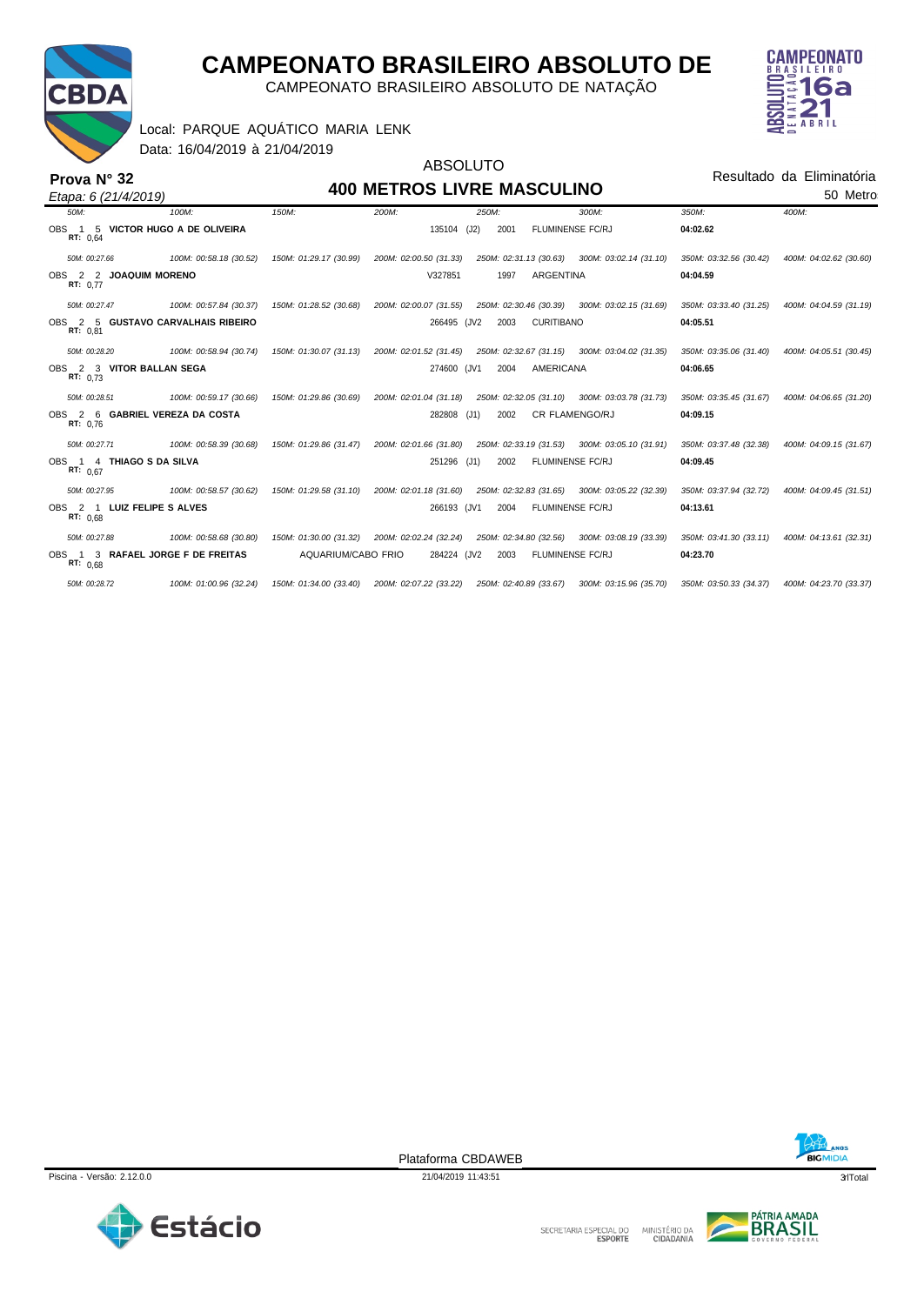# CAMPEONATO BRASILEIRO ABSOLUTO DE

CAMPEONATO BRASILEIRO ABSOLUTO DE NATAÇÃO

Local: PARQUE AQUÁTICO MARIA LENK

Data: 16/04/2019 à 21/04/2019

**Prova N° 32**

*Etapa: 6 (21/4/2019)*

ABSOLUTO

## 400 METROS LIVRE MASCULINO

Resultado da Eliminatória

50 Metro

| | Série | Raia | Nome | Registro | Ano | Clube | Tempo |
|---|---|---|---|---|---|---|---|
| OBS | 1 | 5 | **VICTOR HUGO A DE OLIVEIRA** (RT: 0,64) | 135104 (J2) | 2001 | FLUMINENSE FC/RJ | **04:02.62** |
| | | | *50M: 00:27.66 / 100M: 00:58.18 (30.52) / 150M: 01:29.17 (30.99) / 200M: 02:00.50 (31.33) / 250M: 02:31.13 (30.63) / 300M: 03:02.14 (31.10) / 350M: 03:32.56 (30.42) / 400M: 04:02.62 (30.60)* | | | | |
| OBS | 2 | 2 | **JOAQUIM MORENO** (RT: 0,77) | V327851 | 1997 | ARGENTINA | **04:04.59** |
| | | | *50M: 00:27.47 / 100M: 00:57.84 (30.37) / 150M: 01:28.52 (30.68) / 200M: 02:00.07 (31.55) / 250M: 02:30.46 (30.39) / 300M: 03:02.15 (31.69) / 350M: 03:33.40 (31.25) / 400M: 04:04.59 (31.19)* | | | | |
| OBS | 2 | 5 | **GUSTAVO CARVALHAIS RIBEIRO** (RT: 0,81) | 266495 (JV2 | 2003 | CURITIBANO | **04:05.51** |
| | | | *50M: 00:28.20 / 100M: 00:58.94 (30.74) / 150M: 01:30.07 (31.13) / 200M: 02:01.52 (31.45) / 250M: 02:32.67 (31.15) / 300M: 03:04.02 (31.35) / 350M: 03:35.06 (31.40) / 400M: 04:05.51 (30.45)* | | | | |
| OBS | 2 | 3 | **VITOR BALLAN SEGA** (RT: 0,73) | 274600 (JV1 | 2004 | AMERICANA | **04:06.65** |
| | | | *50M: 00:28.51 / 100M: 00:59.17 (30.66) / 150M: 01:29.86 (30.69) / 200M: 02:01.04 (31.18) / 250M: 02:32.05 (31.10) / 300M: 03:03.78 (31.73) / 350M: 03:35.45 (31.67) / 400M: 04:06.65 (31.20)* | | | | |
| OBS | 2 | 6 | **GABRIEL VEREZA DA COSTA** (RT: 0,76) | 282808 (J1) | 2002 | CR FLAMENGO/RJ | **04:09.15** |
| | | | *50M: 00:27.71 / 100M: 00:58.39 (30.68) / 150M: 01:29.86 (31.47) / 200M: 02:01.66 (31.80) / 250M: 02:33.19 (31.53) / 300M: 03:05.10 (31.91) / 350M: 03:37.48 (32.38) / 400M: 04:09.15 (31.67)* | | | | |
| OBS | 1 | 4 | **THIAGO S DA SILVA** (RT: 0,67) | 251296 (J1) | 2002 | FLUMINENSE FC/RJ | **04:09.45** |
| | | | *50M: 00:27.95 / 100M: 00:58.57 (30.62) / 150M: 01:29.58 (31.10) / 200M: 02:01.18 (31.60) / 250M: 02:32.83 (31.65) / 300M: 03:05.22 (32.39) / 350M: 03:37.94 (32.72) / 400M: 04:09.45 (31.51)* | | | | |
| OBS | 2 | 1 | **LUIZ FELIPE S ALVES** (RT: 0,68) | 266193 (JV1 | 2004 | FLUMINENSE FC/RJ | **04:13.61** |
| | | | *50M: 00:27.88 / 100M: 00:58.68 (30.80) / 150M: 01:30.00 (31.32) / 200M: 02:02.24 (32.24) / 250M: 02:34.80 (32.56) / 300M: 03:08.19 (33.39) / 350M: 03:41.30 (33.11) / 400M: 04:13.61 (32.31)* | | | | |
| OBS | 1 | 3 | **RAFAEL JORGE F DE FREITAS** (RT: 0,68) — AQUARIUM/CABO FRIO | 284224 (JV2 | 2003 | FLUMINENSE FC/RJ | **04:23.70** |
| | | | *50M: 00:28.72 / 100M: 01:00.96 (32.24) / 150M: 01:34.00 (33.40) / 200M: 02:07.22 (33.22) / 250M: 02:40.89 (33.67) / 300M: 03:15.96 (35.70) / 350M: 03:50.33 (34.37) / 400M: 04:23.70 (33.37)* | | | | |

Plataforma CBDAWEB

Piscina - Versão: 2.12.0.0 — 21/04/2019 11:43:51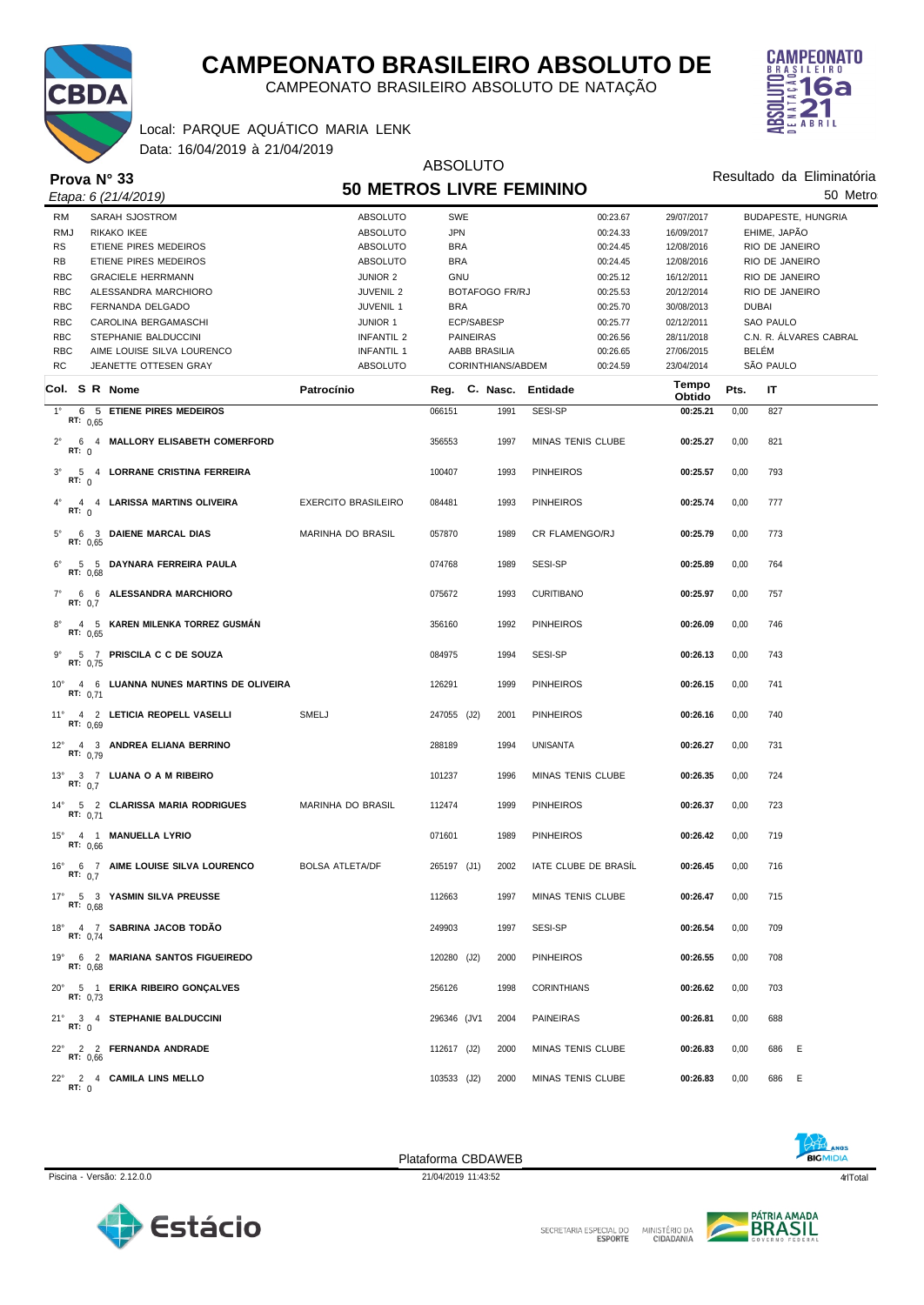# CAMPEONATO BRASILEIRO ABSOLUTO DE

CAMPEONATO BRASILEIRO ABSOLUTO DE NATAÇÃO

Local: PARQUE AQUÁTICO MARIA LENK
Data: 16/04/2019 à 21/04/2019

**Prova N° 33**
*Etapa: 6 (21/4/2019)*

ABSOLUTO
## 50 METROS LIVRE FEMININO

Resultado da Eliminatória
50 Metro

| | Nome | Categoria | País/Entidade | Tempo | Data | Local |
|---|---|---|---|---|---|---|
| RM | SARAH SJOSTROM | ABSOLUTO | SWE | 00:23.67 | 29/07/2017 | BUDAPESTE, HUNGRIA |
| RMJ | RIKAKO IKEE | ABSOLUTO | JPN | 00:24.33 | 16/09/2017 | EHIME, JAPÃO |
| RS | ETIENE PIRES MEDEIROS | ABSOLUTO | BRA | 00:24.45 | 12/08/2016 | RIO DE JANEIRO |
| RB | ETIENE PIRES MEDEIROS | ABSOLUTO | BRA | 00:24.45 | 12/08/2016 | RIO DE JANEIRO |
| RBC | GRACIELE HERRMANN | JUNIOR 2 | GNU | 00:25.12 | 16/12/2011 | RIO DE JANEIRO |
| RBC | ALESSANDRA MARCHIORO | JUVENIL 2 | BOTAFOGO FR/RJ | 00:25.53 | 20/12/2014 | RIO DE JANEIRO |
| RBC | FERNANDA DELGADO | JUVENIL 1 | BRA | 00:25.70 | 30/08/2013 | DUBAI |
| RBC | CAROLINA BERGAMASCHI | JUNIOR 1 | ECP/SABESP | 00:25.77 | 02/12/2011 | SAO PAULO |
| RBC | STEPHANIE BALDUCCINI | INFANTIL 2 | PAINEIRAS | 00:26.56 | 28/11/2018 | C.N. R. ÁLVARES CABRAL |
| RBC | AIME LOUISE SILVA LOURENCO | INFANTIL 1 | AABB BRASILIA | 00:26.65 | 27/06/2015 | BELÉM |
| RC | JEANETTE OTTESEN GRAY | ABSOLUTO | CORINTHIANS/ABDEM | 00:24.59 | 23/04/2014 | SÃO PAULO |

| Col. | S | R | Nome | Patrocínio | Reg. | C. | Nasc. | Entidade | Tempo Obtido | Pts. | IT | |
|---|---|---|---|---|---|---|---|---|---|---|---|---|
| 1° | 6 | 5 | **ETIENE PIRES MEDEIROS** (RT: 0,65) | | 066151 | | 1991 | SESI-SP | **00:25.21** | 0,00 | 827 | |
| 2° | 6 | 4 | **MALLORY ELISABETH COMERFORD** (RT: 0) | | 356553 | | 1997 | MINAS TENIS CLUBE | **00:25.27** | 0,00 | 821 | |
| 3° | 5 | 4 | **LORRANE CRISTINA FERREIRA** (RT: 0) | | 100407 | | 1993 | PINHEIROS | **00:25.57** | 0,00 | 793 | |
| 4° | 4 | 4 | **LARISSA MARTINS OLIVEIRA** (RT: 0) | EXERCITO BRASILEIRO | 084481 | | 1993 | PINHEIROS | **00:25.74** | 0,00 | 777 | |
| 5° | 6 | 3 | **DAIENE MARCAL DIAS** (RT: 0,65) | MARINHA DO BRASIL | 057870 | | 1989 | CR FLAMENGO/RJ | **00:25.79** | 0,00 | 773 | |
| 6° | 5 | 5 | **DAYNARA FERREIRA PAULA** (RT: 0,68) | | 074768 | | 1989 | SESI-SP | **00:25.89** | 0,00 | 764 | |
| 7° | 6 | 6 | **ALESSANDRA MARCHIORO** (RT: 0,7) | | 075672 | | 1993 | CURITIBANO | **00:25.97** | 0,00 | 757 | |
| 8° | 4 | 5 | **KAREN MILENKA TORREZ GUSMÁN** (RT: 0,65) | | 356160 | | 1992 | PINHEIROS | **00:26.09** | 0,00 | 746 | |
| 9° | 5 | 7 | **PRISCILA C C DE SOUZA** (RT: 0,75) | | 084975 | | 1994 | SESI-SP | **00:26.13** | 0,00 | 743 | |
| 10° | 4 | 6 | **LUANNA NUNES MARTINS DE OLIVEIRA** (RT: 0,71) | | 126291 | | 1999 | PINHEIROS | **00:26.15** | 0,00 | 741 | |
| 11° | 4 | 2 | **LETICIA REOPELL VASELLI** (RT: 0,69) | SMELJ | 247055 | (J2) | 2001 | PINHEIROS | **00:26.16** | 0,00 | 740 | |
| 12° | 4 | 3 | **ANDREA ELIANA BERRINO** (RT: 0,79) | | 288189 | | 1994 | UNISANTA | **00:26.27** | 0,00 | 731 | |
| 13° | 3 | 7 | **LUANA O A M RIBEIRO** (RT: 0,7) | | 101237 | | 1996 | MINAS TENIS CLUBE | **00:26.35** | 0,00 | 724 | |
| 14° | 5 | 2 | **CLARISSA MARIA RODRIGUES** (RT: 0,71) | MARINHA DO BRASIL | 112474 | | 1999 | PINHEIROS | **00:26.37** | 0,00 | 723 | |
| 15° | 4 | 1 | **MANUELLA LYRIO** (RT: 0,66) | | 071601 | | 1989 | PINHEIROS | **00:26.42** | 0,00 | 719 | |
| 16° | 6 | 7 | **AIME LOUISE SILVA LOURENCO** (RT: 0,7) | BOLSA ATLETA/DF | 265197 | (J1) | 2002 | IATE CLUBE DE BRASÍL | **00:26.45** | 0,00 | 716 | |
| 17° | 5 | 3 | **YASMIN SILVA PREUSSE** (RT: 0,68) | | 112663 | | 1997 | MINAS TENIS CLUBE | **00:26.47** | 0,00 | 715 | |
| 18° | 4 | 7 | **SABRINA JACOB TODÃO** (RT: 0,74) | | 249903 | | 1997 | SESI-SP | **00:26.54** | 0,00 | 709 | |
| 19° | 6 | 2 | **MARIANA SANTOS FIGUEIREDO** (RT: 0,68) | | 120280 | (J2) | 2000 | PINHEIROS | **00:26.55** | 0,00 | 708 | |
| 20° | 5 | 1 | **ERIKA RIBEIRO GONÇALVES** (RT: 0,73) | | 256126 | | 1998 | CORINTHIANS | **00:26.62** | 0,00 | 703 | |
| 21° | 3 | 4 | **STEPHANIE BALDUCCINI** (RT: 0) | | 296346 | (JV1 | 2004 | PAINEIRAS | **00:26.81** | 0,00 | 688 | |
| 22° | 2 | 2 | **FERNANDA ANDRADE** (RT: 0,66) | | 112617 | (J2) | 2000 | MINAS TENIS CLUBE | **00:26.83** | 0,00 | 686 | E |
| 22° | 2 | 4 | **CAMILA LINS MELLO** (RT: 0) | | 103533 | (J2) | 2000 | MINAS TENIS CLUBE | **00:26.83** | 0,00 | 686 | E |

Plataforma CBDAWEB
Piscina - Versão: 2.12.0.0 — 21/04/2019 11:43:52 — 4rlTotal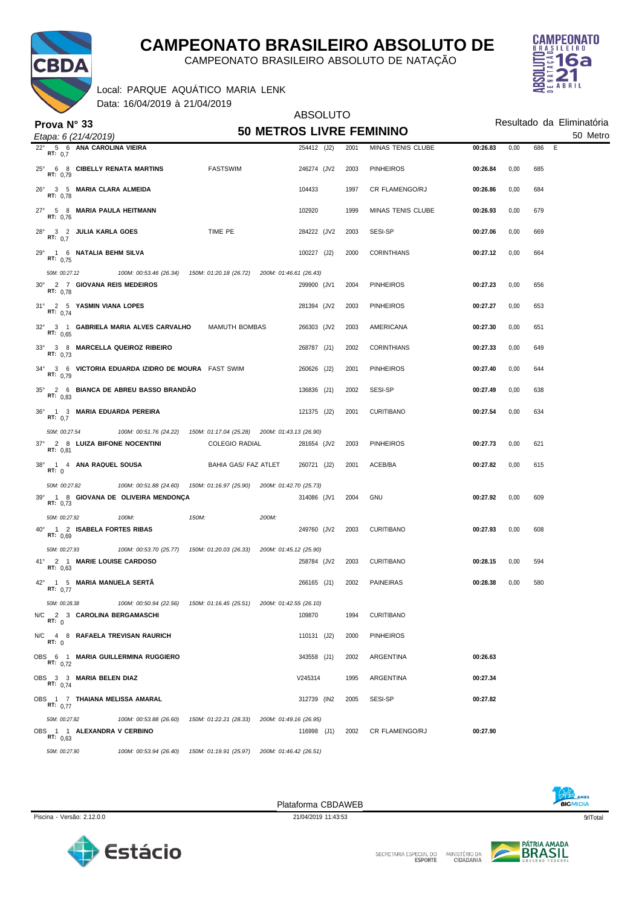# CAMPEONATO BRASILEIRO ABSOLUTO DE

CAMPEONATO BRASILEIRO ABSOLUTO DE NATAÇÃO

Local: PARQUE AQUÁTICO MARIA LENK

Data: 16/04/2019 à 21/04/2019

## Prova N° 33

*Etapa: 6 (21/4/2019)*

ABSOLUTO

## 50 METROS LIVRE FEMININO

Resultado da Eliminatória

50 Metro

| Col. | Série | Raia | Nome | Equipe/Escola | Registro | Ano | Clube | Tempo | Pontos | Índice | |
|---|---|---|---|---|---|---|---|---|---|---|---|
| 22° | 5 | 6 | ANA CAROLINA VIEIRA RT: 0,7 | | 254412 (J2) | 2001 | MINAS TENIS CLUBE | 00:26.83 | 0,00 | 686 | E |
| 25° | 6 | 8 | CIBELLY RENATA MARTINS RT: 0,79 | FASTSWIM | 246274 (JV2 | 2003 | PINHEIROS | 00:26.84 | 0,00 | 685 | |
| 26° | 3 | 5 | MARIA CLARA ALMEIDA RT: 0,78 | | 104433 | 1997 | CR FLAMENGO/RJ | 00:26.86 | 0,00 | 684 | |
| 27° | 5 | 8 | MARIA PAULA HEITMANN RT: 0,76 | | 102920 | 1999 | MINAS TENIS CLUBE | 00:26.93 | 0,00 | 679 | |
| 28° | 3 | 2 | JULIA KARLA GOES RT: 0,7 | TIME PE | 284222 (JV2 | 2003 | SESI-SP | 00:27.06 | 0,00 | 669 | |
| 29° | 1 | 6 | NATALIA BEHM SILVA RT: 0,75 | | 100227 (J2) | 2000 | CORINTHIANS | 00:27.12 | 0,00 | 664 | |
| | | | *50M: 00:27.12 — 100M: 00:53.46 (26.34) — 150M: 01:20.18 (26.72) — 200M: 01:46.61 (26.43)* | | | | | | | | |
| 30° | 2 | 7 | GIOVANA REIS MEDEIROS RT: 0,78 | | 299900 (JV1 | 2004 | PINHEIROS | 00:27.23 | 0,00 | 656 | |
| 31° | 2 | 5 | YASMIN VIANA LOPES RT: 0,74 | | 281394 (JV2 | 2003 | PINHEIROS | 00:27.27 | 0,00 | 653 | |
| 32° | 3 | 1 | GABRIELA MARIA ALVES CARVALHO RT: 0,65 | MAMUTH BOMBAS | 266303 (JV2 | 2003 | AMERICANA | 00:27.30 | 0,00 | 651 | |
| 33° | 3 | 8 | MARCELLA QUEIROZ RIBEIRO RT: 0,73 | | 268787 (J1) | 2002 | CORINTHIANS | 00:27.33 | 0,00 | 649 | |
| 34° | 3 | 6 | VICTORIA EDUARDA IZIDRO DE MOURA RT: 0,79 | FAST SWIM | 260626 (J2) | 2001 | PINHEIROS | 00:27.40 | 0,00 | 644 | |
| 35° | 2 | 6 | BIANCA DE ABREU BASSO BRANDÃO RT: 0,83 | | 136836 (J1) | 2002 | SESI-SP | 00:27.49 | 0,00 | 638 | |
| 36° | 1 | 3 | MARIA EDUARDA PEREIRA RT: 0,7 | | 121375 (J2) | 2001 | CURITIBANO | 00:27.54 | 0,00 | 634 | |
| | | | *50M: 00:27.54 — 100M: 00:51.76 (24.22) — 150M: 01:17.04 (25.28) — 200M: 01:43.13 (26.90)* | | | | | | | | |
| 37° | 2 | 8 | LUIZA BIFONE NOCENTINI RT: 0,81 | COLEGIO RADIAL | 281654 (JV2 | 2003 | PINHEIROS | 00:27.73 | 0,00 | 621 | |
| 38° | 1 | 4 | ANA RAQUEL SOUSA RT: 0 | BAHIA GAS/ FAZ ATLET | 260721 (J2) | 2001 | ACEB/BA | 00:27.82 | 0,00 | 615 | |
| | | | *50M: 00:27.82 — 100M: 00:51.88 (24.60) — 150M: 01:16.97 (25.90) — 200M: 01:42.70 (25.73)* | | | | | | | | |
| 39° | 1 | 8 | GIOVANA DE OLIVEIRA MENDONÇA RT: 0,73 | | 314086 (JV1 | 2004 | GNU | 00:27.92 | 0,00 | 609 | |
| | | | *50M: 00:27.92 — 100M: — 150M: — 200M:* | | | | | | | | |
| 40° | 1 | 2 | ISABELA FORTES RIBAS RT: 0,69 | | 249760 (JV2 | 2003 | CURITIBANO | 00:27.93 | 0,00 | 608 | |
| | | | *50M: 00:27.93 — 100M: 00:53.70 (25.77) — 150M: 01:20.03 (26.33) — 200M: 01:45.12 (25.90)* | | | | | | | | |
| 41° | 2 | 1 | MARIE LOUISE CARDOSO RT: 0,63 | | 258784 (JV2 | 2003 | CURITIBANO | 00:28.15 | 0,00 | 594 | |
| 42° | 1 | 5 | MARIA MANUELA SERTÃ RT: 0,77 | | 266165 (J1) | 2002 | PAINEIRAS | 00:28.38 | 0,00 | 580 | |
| | | | *50M: 00:28.38 — 100M: 00:50.94 (22.56) — 150M: 01:16.45 (25.51) — 200M: 01:42.55 (26.10)* | | | | | | | | |
| N/C | 2 | 3 | CAROLINA BERGAMASCHI RT: 0 | | 109870 | 1994 | CURITIBANO | | | | |
| N/C | 4 | 8 | RAFAELA TREVISAN RAURICH RT: 0 | | 110131 (J2) | 2000 | PINHEIROS | | | | |
| OBS | 6 | 1 | MARIA GUILLERMINA RUGGIERO RT: 0,72 | | 343558 (J1) | 2002 | ARGENTINA | 00:26.63 | | | |
| OBS | 3 | 3 | MARIA BELEN DIAZ RT: 0,74 | | V245314 | 1995 | ARGENTINA | 00:27.34 | | | |
| OBS | 1 | 7 | THAIANA MELISSA AMARAL RT: 0,77 | | 312739 (IN2 | 2005 | SESI-SP | 00:27.82 | | | |
| | | | *50M: 00:27.82 — 100M: 00:53.88 (26.60) — 150M: 01:22.21 (28.33) — 200M: 01:49.16 (26.95)* | | | | | | | | |
| OBS | 1 | 1 | ALEXANDRA V CERBINO RT: 0,63 | | 116998 (J1) | 2002 | CR FLAMENGO/RJ | 00:27.90 | | | |
| | | | *50M: 00:27.90 — 100M: 00:53.94 (26.40) — 150M: 01:19.91 (25.97) — 200M: 01:46.42 (26.51)* | | | | | | | | |

Plataforma CBDAWEB

Piscina - Versão: 2.12.0.0 — 21/04/2019 11:43:53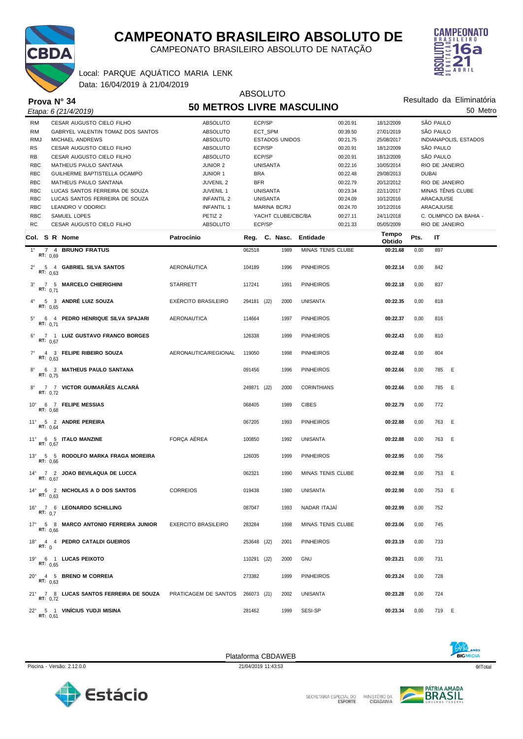# CAMPEONATO BRASILEIRO ABSOLUTO DE

CAMPEONATO BRASILEIRO ABSOLUTO DE NATAÇÃO

Local: PARQUE AQUÁTICO MARIA LENK
Data: 16/04/2019 à 21/04/2019

**Prova N° 34**
*Etapa: 6 (21/4/2019)*

ABSOLUTO
## 50 METROS LIVRE MASCULINO

Resultado da Eliminatória
50 Metros

| | Nome | Categoria | Entidade | Tempo | Data | Local |
|---|---|---|---|---|---|---|
| RM | CESAR AUGUSTO CIELO FILHO | ABSOLUTO | ECP/SP | 00:20.91 | 18/12/2009 | SÃO PAULO |
| RM | GABRYEL VALENTIN TOMAZ DOS SANTOS | ABSOLUTO | ECT_SPM | 00:39.50 | 27/01/2019 | SÃO PAULO |
| RMJ | MICHAEL ANDREWS | ABSOLUTO | ESTADOS UNIDOS | 00:21.75 | 25/08/2017 | INDIANAPOLIS, ESTADOS |
| RS | CESAR AUGUSTO CIELO FILHO | ABSOLUTO | ECP/SP | 00:20.91 | 18/12/2009 | SÃO PAULO |
| RB | CESAR AUGUSTO CIELO FILHO | ABSOLUTO | ECP/SP | 00:20.91 | 18/12/2009 | SÃO PAULO |
| RBC | MATHEUS PAULO SANTANA | JUNIOR 2 | UNISANTA | 00:22.16 | 10/05/2014 | RIO DE JANEIRO |
| RBC | GUILHERME BAPTISTELLA OCAMPO | JUNIOR 1 | BRA | 00:22.48 | 29/08/2013 | DUBAI |
| RBC | MATHEUS PAULO SANTANA | JUVENIL 2 | BFR | 00:22.79 | 20/12/2012 | RIO DE JANEIRO |
| RBC | LUCAS SANTOS FERREIRA DE SOUZA | JUVENIL 1 | UNISANTA | 00:23.34 | 22/11/2017 | MINAS TÊNIS CLUBE |
| RBC | LUCAS SANTOS FERREIRA DE SOUZA | INFANTIL 2 | UNISANTA | 00:24.09 | 10/12/2016 | ARACAJU/SE |
| RBC | LEANDRO V ODORICI | INFANTIL 1 | MARINA BC/RJ | 00:24.70 | 10/12/2016 | ARACAJU/SE |
| RBC | SAMUEL LOPES | PETIZ 2 | YACHT CLUBE/CBC/BA | 00:27.11 | 24/11/2018 | C. OLIMPICO DA BAHIA - |
| RC | CESAR AUGUSTO CIELO FILHO | ABSOLUTO | ECP/SP | 00:21.33 | 05/05/2009 | RIO DE JANEIRO |

| Col. | S | R | RT | Nome | Patrocínio | Reg. | C. Nasc. | Entidade | Tempo Obtido | Pts. | IT | |
|---|---|---|---|---|---|---|---|---|---|---|---|---|
| 1° | 7 | 4 | 0,69 | **BRUNO FRATUS** | | 062518 | 1989 | MINAS TENIS CLUBE | **00:21.68** | 0,00 | 897 | |
| 2° | 5 | 4 | 0,63 | **GABRIEL SILVA SANTOS** | AERONÁUTICA | 104189 | 1996 | PINHEIROS | **00:22.14** | 0,00 | 842 | |
| 3° | 7 | 5 | 0,71 | **MARCELO CHIERIGHINI** | STARRETT | 117241 | 1991 | PINHEIROS | **00:22.18** | 0,00 | 837 | |
| 4° | 5 | 3 | 0,65 | **ANDRÉ LUIZ SOUZA** | EXÉRCITO BRASILEIRO | 294181 (J2) | 2000 | UNISANTA | **00:22.35** | 0,00 | 818 | |
| 5° | 6 | 4 | 0,71 | **PEDRO HENRIQUE SILVA SPAJARI** | AERONAUTICA | 114664 | 1997 | PINHEIROS | **00:22.37** | 0,00 | 816 | |
| 6° | 7 | 1 | 0,67 | **LUIZ GUSTAVO FRANCO BORGES** | | 126338 | 1999 | PINHEIROS | **00:22.43** | 0,00 | 810 | |
| 7° | 4 | 3 | 0,63 | **FELIPE RIBEIRO SOUZA** | AERONAUTICA/REGIONAL | 119050 | 1998 | PINHEIROS | **00:22.48** | 0,00 | 804 | |
| 8° | 6 | 3 | 0,75 | **MATHEUS PAULO SANTANA** | | 091456 | 1996 | PINHEIROS | **00:22.66** | 0,00 | 785 | E |
| 8° | 7 | 7 | 0,72 | **VICTOR GUIMARÃES ALCARÁ** | | 249871 (J2) | 2000 | CORINTHIANS | **00:22.66** | 0,00 | 785 | E |
| 10° | 6 | 7 | 0,68 | **FELIPE MESSIAS** | | 068405 | 1989 | CIBES | **00:22.79** | 0,00 | 772 | |
| 11° | 5 | 2 | 0,64 | **ANDRE PEREIRA** | | 067205 | 1993 | PINHEIROS | **00:22.88** | 0,00 | 763 | E |
| 11° | 6 | 5 | 0,67 | **ITALO MANZINE** | FORÇA AÉREA | 100850 | 1992 | UNISANTA | **00:22.88** | 0,00 | 763 | E |
| 13° | 5 | 5 | 0,66 | **RODOLFO MARKA FRAGA MOREIRA** | | 126035 | 1999 | PINHEIROS | **00:22.95** | 0,00 | 756 | |
| 14° | 7 | 2 | 0,67 | **JOAO BEVILAQUA DE LUCCA** | | 062321 | 1990 | MINAS TENIS CLUBE | **00:22.98** | 0,00 | 753 | E |
| 14° | 6 | 2 | 0,63 | **NICHOLAS A D DOS SANTOS** | CORREIOS | 019438 | 1980 | UNISANTA | **00:22.98** | 0,00 | 753 | E |
| 16° | 7 | 6 | 0,7 | **LEONARDO SCHILLING** | | 087047 | 1993 | NADAR ITAJAÍ | **00:22.99** | 0,00 | 752 | |
| 17° | 5 | 8 | 0,66 | **MARCO ANTONIO FERREIRA JUNIOR** | EXERCITO BRASILEIRO | 283284 | 1998 | MINAS TENIS CLUBE | **00:23.06** | 0,00 | 745 | |
| 18° | 4 | 4 | 0 | **PEDRO CATALDI GUEIROS** | | 253648 (J2) | 2001 | PINHEIROS | **00:23.19** | 0,00 | 733 | |
| 19° | 6 | 1 | 0,65 | **LUCAS PEIXOTO** | | 110291 (J2) | 2000 | GNU | **00:23.21** | 0,00 | 731 | |
| 20° | 4 | 5 | 0,63 | **BRENO M CORREIA** | | 273382 | 1999 | PINHEIROS | **00:23.24** | 0,00 | 728 | |
| 21° | 7 | 8 | 0,72 | **LUCAS SANTOS FERREIRA DE SOUZA** | PRATICAGEM DE SANTOS | 266073 (J1) | 2002 | UNISANTA | **00:23.28** | 0,00 | 724 | |
| 22° | 5 | 1 | 0,61 | **VINÍCIUS YUDJI MISINA** | | 281462 | 1999 | SESI-SP | **00:23.34** | 0,00 | 719 | E |

Plataforma CBDAWEB
Piscina - Versão: 2.12.0.0 | 21/04/2019 11:43:53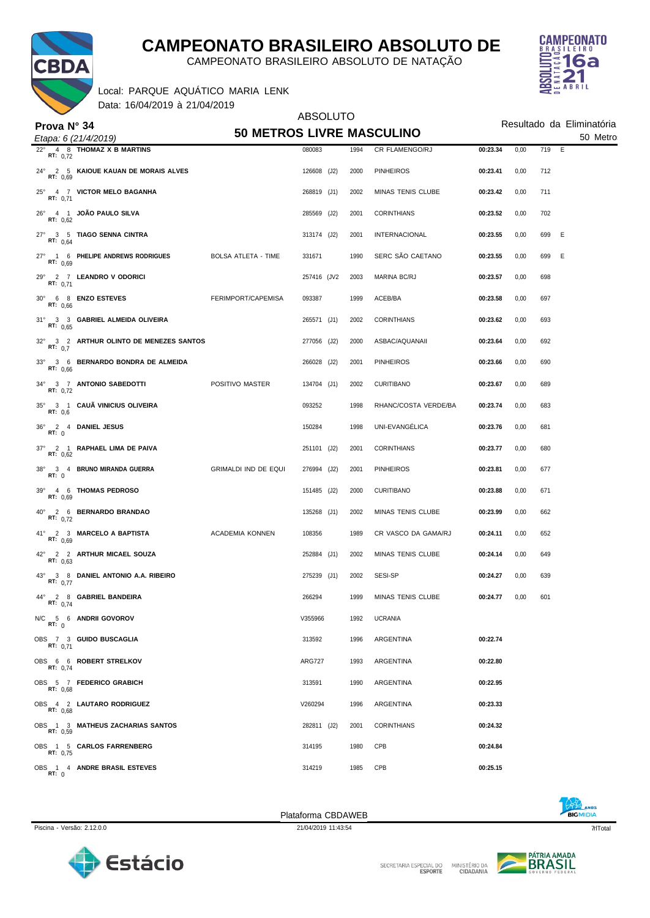# CAMPEONATO BRASILEIRO ABSOLUTO DE

CAMPEONATO BRASILEIRO ABSOLUTO DE NATAÇÃO

Local: PARQUE AQUÁTICO MARIA LENK

Data: 16/04/2019 à 21/04/2019

**Prova N° 34**

*Etapa: 6 (21/4/2019)*

ABSOLUTO

## 50 METROS LIVRE MASCULINO

Resultado da Eliminatória

50 Metro

| Col. | S | R | Nome | Patrocínio | Registro | Ano | Entidade | Tempo | | Pontos | |
|---|---|---|---|---|---|---|---|---|---|---|---|
| 22° | 4 | 8 | **THOMAZ X B MARTINS** RT: 0,72 | | 080083 | 1994 | CR FLAMENGO/RJ | **00:23.34** | 0,00 | 719 | E |
| 24° | 2 | 5 | **KAIOUE KAUAN DE MORAIS ALVES** RT: 0,69 | | 126608 (J2) | 2000 | PINHEIROS | **00:23.41** | 0,00 | 712 | |
| 25° | 4 | 7 | **VICTOR MELO BAGANHA** RT: 0,71 | | 268819 (J1) | 2002 | MINAS TENIS CLUBE | **00:23.42** | 0,00 | 711 | |
| 26° | 4 | 1 | **JOÃO PAULO SILVA** RT: 0,62 | | 285569 (J2) | 2001 | CORINTHIANS | **00:23.52** | 0,00 | 702 | |
| 27° | 3 | 5 | **TIAGO SENNA CINTRA** RT: 0,64 | | 313174 (J2) | 2001 | INTERNACIONAL | **00:23.55** | 0,00 | 699 | E |
| 27° | 1 | 6 | **PHELIPE ANDREWS RODRIGUES** RT: 0,69 | BOLSA ATLETA - TIME | 331671 | 1990 | SERC SÃO CAETANO | **00:23.55** | 0,00 | 699 | E |
| 29° | 2 | 7 | **LEANDRO V ODORICI** RT: 0,71 | | 257416 (JV2 | 2003 | MARINA BC/RJ | **00:23.57** | 0,00 | 698 | |
| 30° | 6 | 8 | **ENZO ESTEVES** RT: 0,66 | FERIMPORT/CAPEMISA | 093387 | 1999 | ACEB/BA | **00:23.58** | 0,00 | 697 | |
| 31° | 3 | 3 | **GABRIEL ALMEIDA OLIVEIRA** RT: 0,65 | | 265571 (J1) | 2002 | CORINTHIANS | **00:23.62** | 0,00 | 693 | |
| 32° | 3 | 2 | **ARTHUR OLINTO DE MENEZES SANTOS** RT: 0,7 | | 277056 (J2) | 2000 | ASBAC/AQUANAII | **00:23.64** | 0,00 | 692 | |
| 33° | 3 | 6 | **BERNARDO BONDRA DE ALMEIDA** RT: 0,66 | | 266028 (J2) | 2001 | PINHEIROS | **00:23.66** | 0,00 | 690 | |
| 34° | 3 | 7 | **ANTONIO SABEDOTTI** RT: 0,72 | POSITIVO MASTER | 134704 (J1) | 2002 | CURITIBANO | **00:23.67** | 0,00 | 689 | |
| 35° | 3 | 1 | **CAUÃ VINICIUS OLIVEIRA** RT: 0,6 | | 093252 | 1998 | RHANC/COSTA VERDE/BA | **00:23.74** | 0,00 | 683 | |
| 36° | 2 | 4 | **DANIEL JESUS** RT: 0 | | 150284 | 1998 | UNI-EVANGÉLICA | **00:23.76** | 0,00 | 681 | |
| 37° | 2 | 1 | **RAPHAEL LIMA DE PAIVA** RT: 0,62 | | 251101 (J2) | 2001 | CORINTHIANS | **00:23.77** | 0,00 | 680 | |
| 38° | 3 | 4 | **BRUNO MIRANDA GUERRA** RT: 0 | GRIMALDI IND DE EQUI | 276994 (J2) | 2001 | PINHEIROS | **00:23.81** | 0,00 | 677 | |
| 39° | 4 | 6 | **THOMAS PEDROSO** RT: 0,69 | | 151485 (J2) | 2000 | CURITIBANO | **00:23.88** | 0,00 | 671 | |
| 40° | 2 | 6 | **BERNARDO BRANDAO** RT: 0,72 | | 135268 (J1) | 2002 | MINAS TENIS CLUBE | **00:23.99** | 0,00 | 662 | |
| 41° | 2 | 3 | **MARCELO A BAPTISTA** RT: 0,69 | ACADEMIA KONNEN | 108356 | 1989 | CR VASCO DA GAMA/RJ | **00:24.11** | 0,00 | 652 | |
| 42° | 2 | 2 | **ARTHUR MICAEL SOUZA** RT: 0,63 | | 252884 (J1) | 2002 | MINAS TENIS CLUBE | **00:24.14** | 0,00 | 649 | |
| 43° | 3 | 8 | **DANIEL ANTONIO A.A. RIBEIRO** RT: 0,77 | | 275239 (J1) | 2002 | SESI-SP | **00:24.27** | 0,00 | 639 | |
| 44° | 2 | 8 | **GABRIEL BANDEIRA** RT: 0,74 | | 266294 | 1999 | MINAS TENIS CLUBE | **00:24.77** | 0,00 | 601 | |
| N/C | 5 | 6 | **ANDRII GOVOROV** RT: 0 | | V355966 | 1992 | UCRANIA | | | | |
| OBS | 7 | 3 | **GUIDO BUSCAGLIA** RT: 0,71 | | 313592 | 1996 | ARGENTINA | **00:22.74** | | | |
| OBS | 6 | 6 | **ROBERT STRELKOV** RT: 0,74 | | ARG727 | 1993 | ARGENTINA | **00:22.80** | | | |
| OBS | 5 | 7 | **FEDERICO GRABICH** RT: 0,68 | | 313591 | 1990 | ARGENTINA | **00:22.95** | | | |
| OBS | 4 | 2 | **LAUTARO RODRIGUEZ** RT: 0,68 | | V260294 | 1996 | ARGENTINA | **00:23.33** | | | |
| OBS | 1 | 3 | **MATHEUS ZACHARIAS SANTOS** RT: 0,59 | | 282811 (J2) | 2001 | CORINTHIANS | **00:24.32** | | | |
| OBS | 1 | 5 | **CARLOS FARRENBERG** RT: 0,75 | | 314195 | 1980 | CPB | **00:24.84** | | | |
| OBS | 1 | 4 | **ANDRE BRASIL ESTEVES** RT: 0 | | 314219 | 1985 | CPB | **00:25.15** | | | |

Plataforma CBDAWEB

Piscina - Versão: 2.12.0.0 — 21/04/2019 11:43:54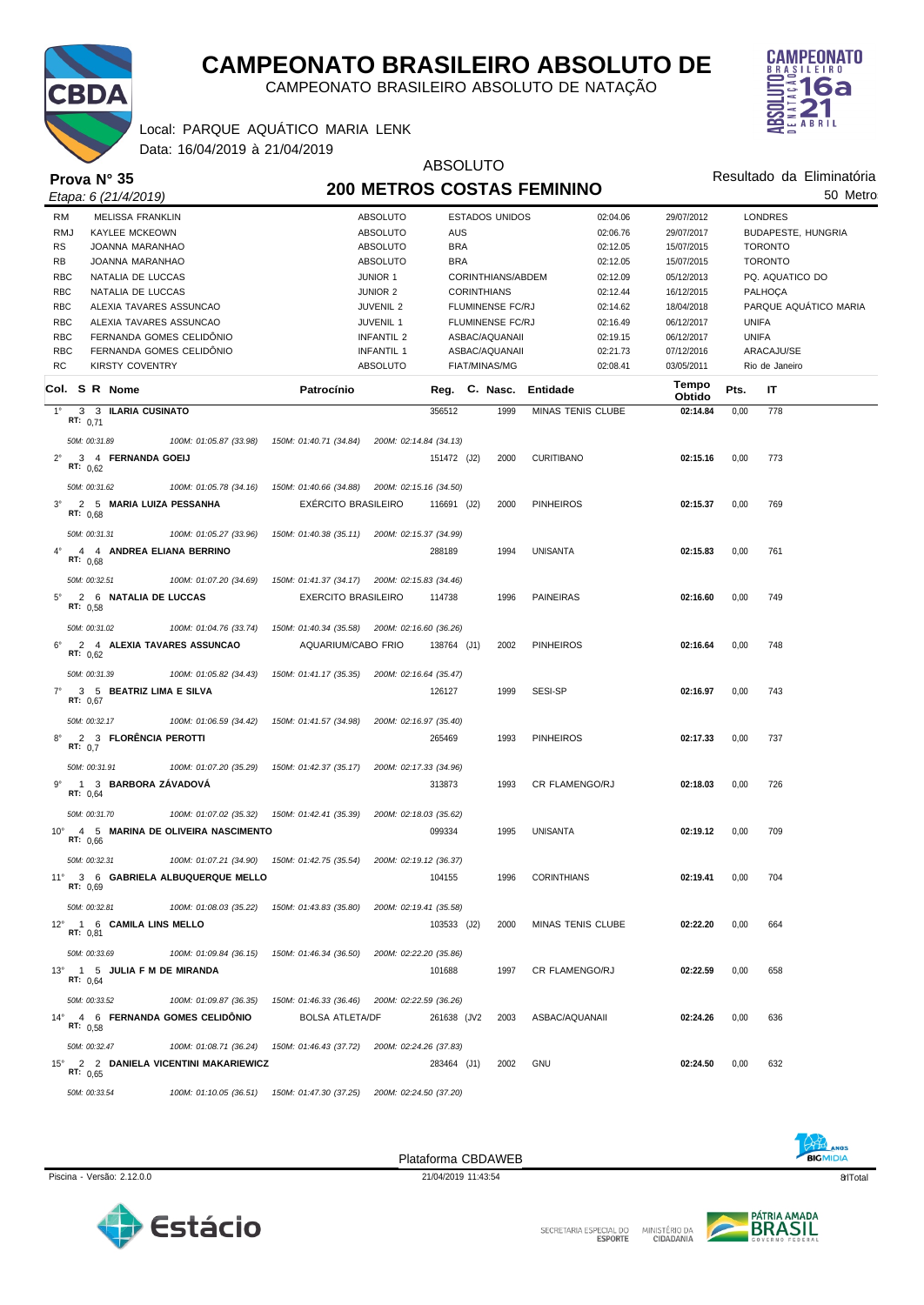# CAMPEONATO BRASILEIRO ABSOLUTO DE

CAMPEONATO BRASILEIRO ABSOLUTO DE NATAÇÃO

Local: PARQUE AQUÁTICO MARIA LENK
Data: 16/04/2019 à 21/04/2019

**Prova N° 35**
*Etapa: 6 (21/4/2019)*

ABSOLUTO
## 200 METROS COSTAS FEMININO

Resultado da Eliminatória
50 Metro

| | | | | | | |
|---|---|---|---|---|---|---|
| RM | MELISSA FRANKLIN | ABSOLUTO | ESTADOS UNIDOS | 02:04.06 | 29/07/2012 | LONDRES |
| RMJ | KAYLEE MCKEOWN | ABSOLUTO | AUS | 02:06.76 | 29/07/2017 | BUDAPESTE, HUNGRIA |
| RS | JOANNA MARANHAO | ABSOLUTO | BRA | 02:12.05 | 15/07/2015 | TORONTO |
| RB | JOANNA MARANHAO | ABSOLUTO | BRA | 02:12.05 | 15/07/2015 | TORONTO |
| RBC | NATALIA DE LUCCAS | JUNIOR 1 | CORINTHIANS/ABDEM | 02:12.09 | 05/12/2013 | PQ. AQUATICO DO |
| RBC | NATALIA DE LUCCAS | JUNIOR 2 | CORINTHIANS | 02:12.44 | 16/12/2015 | PALHOÇA |
| RBC | ALEXIA TAVARES ASSUNCAO | JUVENIL 2 | FLUMINENSE FC/RJ | 02:14.62 | 18/04/2018 | PARQUE AQUÁTICO MARIA |
| RBC | ALEXIA TAVARES ASSUNCAO | JUVENIL 1 | FLUMINENSE FC/RJ | 02:16.49 | 06/12/2017 | UNIFA |
| RBC | FERNANDA GOMES CELIDÔNIO | INFANTIL 2 | ASBAC/AQUANAII | 02:19.15 | 06/12/2017 | UNIFA |
| RBC | FERNANDA GOMES CELIDÔNIO | INFANTIL 1 | ASBAC/AQUANAII | 02:21.73 | 07/12/2016 | ARACAJU/SE |
| RC | KIRSTY COVENTRY | ABSOLUTO | FIAT/MINAS/MG | 02:08.41 | 03/05/2011 | Rio de Janeiro |

| Col. | S | R | Nome | Patrocínio | Reg. | C. Nasc. | Entidade | Tempo Obtido | Pts. | IT |
|---|---|---|---|---|---|---|---|---|---|---|
| 1° | 3 | 3 | **ILARIA CUSINATO** RT: 0,71 | | 356512 | 1999 | MINAS TENIS CLUBE | **02:14.84** | 0,00 | 778 |
| | | | *50M: 00:31.89 — 100M: 01:05.87 (33.98) — 150M: 01:40.71 (34.84) — 200M: 02:14.84 (34.13)* | | | | | | | |
| 2° | 3 | 4 | **FERNANDA GOEIJ** RT: 0,62 | | 151472 (J2) | 2000 | CURITIBANO | **02:15.16** | 0,00 | 773 |
| | | | *50M: 00:31.62 — 100M: 01:05.78 (34.16) — 150M: 01:40.66 (34.88) — 200M: 02:15.16 (34.50)* | | | | | | | |
| 3° | 2 | 5 | **MARIA LUIZA PESSANHA** RT: 0,68 | EXÉRCITO BRASILEIRO | 116691 (J2) | 2000 | PINHEIROS | **02:15.37** | 0,00 | 769 |
| | | | *50M: 00:31.31 — 100M: 01:05.27 (33.96) — 150M: 01:40.38 (35.11) — 200M: 02:15.37 (34.99)* | | | | | | | |
| 4° | 4 | 4 | **ANDREA ELIANA BERRINO** RT: 0,68 | | 288189 | 1994 | UNISANTA | **02:15.83** | 0,00 | 761 |
| | | | *50M: 00:32.51 — 100M: 01:07.20 (34.69) — 150M: 01:41.37 (34.17) — 200M: 02:15.83 (34.46)* | | | | | | | |
| 5° | 2 | 6 | **NATALIA DE LUCCAS** RT: 0,58 | EXERCITO BRASILEIRO | 114738 | 1996 | PAINEIRAS | **02:16.60** | 0,00 | 749 |
| | | | *50M: 00:31.02 — 100M: 01:04.76 (33.74) — 150M: 01:40.34 (35.58) — 200M: 02:16.60 (36.26)* | | | | | | | |
| 6° | 2 | 4 | **ALEXIA TAVARES ASSUNCAO** RT: 0,62 | AQUARIUM/CABO FRIO | 138764 (J1) | 2002 | PINHEIROS | **02:16.64** | 0,00 | 748 |
| | | | *50M: 00:31.39 — 100M: 01:05.82 (34.43) — 150M: 01:41.17 (35.35) — 200M: 02:16.64 (35.47)* | | | | | | | |
| 7° | 3 | 5 | **BEATRIZ LIMA E SILVA** RT: 0,67 | | 126127 | 1999 | SESI-SP | **02:16.97** | 0,00 | 743 |
| | | | *50M: 00:32.17 — 100M: 01:06.59 (34.42) — 150M: 01:41.57 (34.98) — 200M: 02:16.97 (35.40)* | | | | | | | |
| 8° | 2 | 3 | **FLORÊNCIA PEROTTI** RT: 0,7 | | 265469 | 1993 | PINHEIROS | **02:17.33** | 0,00 | 737 |
| | | | *50M: 00:31.91 — 100M: 01:07.20 (35.29) — 150M: 01:42.37 (35.17) — 200M: 02:17.33 (34.96)* | | | | | | | |
| 9° | 1 | 3 | **BARBORA ZÁVADOVÁ** RT: 0,64 | | 313873 | 1993 | CR FLAMENGO/RJ | **02:18.03** | 0,00 | 726 |
| | | | *50M: 00:31.70 — 100M: 01:07.02 (35.32) — 150M: 01:42.41 (35.39) — 200M: 02:18.03 (35.62)* | | | | | | | |
| 10° | 4 | 5 | **MARINA DE OLIVEIRA NASCIMENTO** RT: 0,66 | | 099334 | 1995 | UNISANTA | **02:19.12** | 0,00 | 709 |
| | | | *50M: 00:32.31 — 100M: 01:07.21 (34.90) — 150M: 01:42.75 (35.54) — 200M: 02:19.12 (36.37)* | | | | | | | |
| 11° | 3 | 6 | **GABRIELA ALBUQUERQUE MELLO** RT: 0,69 | | 104155 | 1996 | CORINTHIANS | **02:19.41** | 0,00 | 704 |
| | | | *50M: 00:32.81 — 100M: 01:08.03 (35.22) — 150M: 01:43.83 (35.80) — 200M: 02:19.41 (35.58)* | | | | | | | |
| 12° | 1 | 6 | **CAMILA LINS MELLO** RT: 0,81 | | 103533 (J2) | 2000 | MINAS TENIS CLUBE | **02:22.20** | 0,00 | 664 |
| | | | *50M: 00:33.69 — 100M: 01:09.84 (36.15) — 150M: 01:46.34 (36.50) — 200M: 02:22.20 (35.86)* | | | | | | | |
| 13° | 1 | 5 | **JULIA F M DE MIRANDA** RT: 0,64 | | 101688 | 1997 | CR FLAMENGO/RJ | **02:22.59** | 0,00 | 658 |
| | | | *50M: 00:33.52 — 100M: 01:09.87 (36.35) — 150M: 01:46.33 (36.46) — 200M: 02:22.59 (36.26)* | | | | | | | |
| 14° | 4 | 6 | **FERNANDA GOMES CELIDÔNIO** RT: 0,58 | BOLSA ATLETA/DF | 261638 (JV2 | 2003 | ASBAC/AQUANAII | **02:24.26** | 0,00 | 636 |
| | | | *50M: 00:32.47 — 100M: 01:08.71 (36.24) — 150M: 01:46.43 (37.72) — 200M: 02:24.26 (37.83)* | | | | | | | |
| 15° | 2 | 2 | **DANIELA VICENTINI MAKARIEWICZ** RT: 0,65 | | 283464 (J1) | 2002 | GNU | **02:24.50** | 0,00 | 632 |
| | | | *50M: 00:33.54 — 100M: 01:10.05 (36.51) — 150M: 01:47.30 (37.25) — 200M: 02:24.50 (37.20)* | | | | | | | |

Plataforma CBDAWEB

Piscina - Versão: 2.12.0.0 — 21/04/2019 11:43:54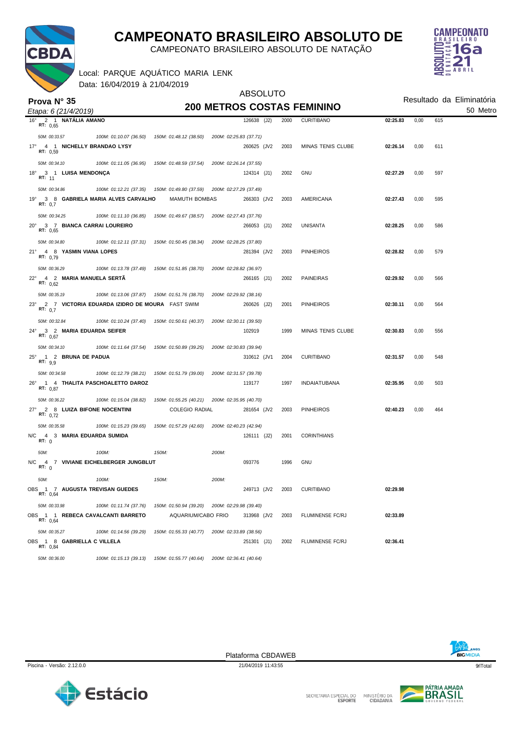# CAMPEONATO BRASILEIRO ABSOLUTO DE

CAMPEONATO BRASILEIRO ABSOLUTO DE NATAÇÃO

Local: PARQUE AQUÁTICO MARIA LENK

Data: 16/04/2019 à 21/04/2019

**Prova N° 35**

*Etapa: 6 (21/4/2019)*

ABSOLUTO

## 200 METROS COSTAS FEMININO

Resultado da Eliminatória

50 Metros

| Col. | S | R | Nome | Registro | Ano | Entidade | Tempo | Pts | IT |
|---|---|---|---|---|---|---|---|---|---|
| 16° | 2 | 1 | **NATÁLIA AMANO** (RT: 0,65) | 126638 (J2) | 2000 | CURITIBANO | **02:25.83** | 0,00 | 615 |
| | | | *50M: 00:33.57 / 100M: 01:10.07 (36.50) / 150M: 01:48.12 (38.50) / 200M: 02:25.83 (37.71)* | | | | | | |
| 17° | 4 | 1 | **NICHELLY BRANDAO LYSY** (RT: 0,59) | 260625 (JV2 | 2003 | MINAS TENIS CLUBE | **02:26.14** | 0,00 | 611 |
| | | | *50M: 00:34.10 / 100M: 01:11.05 (36.95) / 150M: 01:48.59 (37.54) / 200M: 02:26.14 (37.55)* | | | | | | |
| 18° | 3 | 1 | **LUISA MENDONÇA** (RT: 11) | 124314 (J1) | 2002 | GNU | **02:27.29** | 0,00 | 597 |
| | | | *50M: 00:34.86 / 100M: 01:12.21 (37.35) / 150M: 01:49.80 (37.59) / 200M: 02:27.29 (37.49)* | | | | | | |
| 19° | 3 | 8 | **GABRIELA MARIA ALVES CARVALHO** MAMUTH BOMBAS (RT: 0,7) | 266303 (JV2 | 2003 | AMERICANA | **02:27.43** | 0,00 | 595 |
| | | | *50M: 00:34.25 / 100M: 01:11.10 (36.85) / 150M: 01:49.67 (38.57) / 200M: 02:27.43 (37.76)* | | | | | | |
| 20° | 3 | 7 | **BIANCA CARRAI LOUREIRO** (RT: 0,65) | 266053 (J1) | 2002 | UNISANTA | **02:28.25** | 0,00 | 586 |
| | | | *50M: 00:34.80 / 100M: 01:12.11 (37.31) / 150M: 01:50.45 (38.34) / 200M: 02:28.25 (37.80)* | | | | | | |
| 21° | 4 | 8 | **YASMIN VIANA LOPES** (RT: 0,79) | 281394 (JV2 | 2003 | PINHEIROS | **02:28.82** | 0,00 | 579 |
| | | | *50M: 00:36.29 / 100M: 01:13.78 (37.49) / 150M: 01:51.85 (38.70) / 200M: 02:28.82 (36.97)* | | | | | | |
| 22° | 4 | 2 | **MARIA MANUELA SERTÃ** (RT: 0,62) | 266165 (J1) | 2002 | PAINEIRAS | **02:29.92** | 0,00 | 566 |
| | | | *50M: 00:35.19 / 100M: 01:13.06 (37.87) / 150M: 01:51.76 (38.70) / 200M: 02:29.92 (38.16)* | | | | | | |
| 23° | 2 | 7 | **VICTORIA EDUARDA IZIDRO DE MOURA** FAST SWIM (RT: 0,7) | 260626 (J2) | 2001 | PINHEIROS | **02:30.11** | 0,00 | 564 |
| | | | *50M: 00:32.84 / 100M: 01:10.24 (37.40) / 150M: 01:50.61 (40.37) / 200M: 02:30.11 (39.50)* | | | | | | |
| 24° | 3 | 2 | **MARIA EDUARDA SEIFER** (RT: 0,67) | 102919 | 1999 | MINAS TENIS CLUBE | **02:30.83** | 0,00 | 556 |
| | | | *50M: 00:34.10 / 100M: 01:11.64 (37.54) / 150M: 01:50.89 (39.25) / 200M: 02:30.83 (39.94)* | | | | | | |
| 25° | 1 | 2 | **BRUNA DE PADUA** (RT: 9,9) | 310612 (JV1 | 2004 | CURITIBANO | **02:31.57** | 0,00 | 548 |
| | | | *50M: 00:34.58 / 100M: 01:12.79 (38.21) / 150M: 01:51.79 (39.00) / 200M: 02:31.57 (39.78)* | | | | | | |
| 26° | 1 | 4 | **THALITA PASCHOALETTO DAROZ** (RT: 0,87) | 119177 | 1997 | INDAIATUBANA | **02:35.95** | 0,00 | 503 |
| | | | *50M: 00:36.22 / 100M: 01:15.04 (38.82) / 150M: 01:55.25 (40.21) / 200M: 02:35.95 (40.70)* | | | | | | |
| 27° | 2 | 8 | **LUIZA BIFONE NOCENTINI** COLEGIO RADIAL (RT: 0,72) | 281654 (JV2 | 2003 | PINHEIROS | **02:40.23** | 0,00 | 464 |
| | | | *50M: 00:35.58 / 100M: 01:15.23 (39.65) / 150M: 01:57.29 (42.60) / 200M: 02:40.23 (42.94)* | | | | | | |
| N/C | 4 | 3 | **MARIA EDUARDA SUMIDA** (RT: 0) | 126111 (J2) | 2001 | CORINTHIANS | | | |
| | | | *50M: / 100M: / 150M: / 200M:* | | | | | | |
| N/C | 4 | 7 | **VIVIANE EICHELBERGER JUNGBLUT** (RT: 0) | 093776 | 1996 | GNU | | | |
| | | | *50M: / 100M: / 150M: / 200M:* | | | | | | |
| OBS | 1 | 7 | **AUGUSTA TREVISAN GUEDES** (RT: 0,64) | 249713 (JV2 | 2003 | CURITIBANO | **02:29.98** | | |
| | | | *50M: 00:33.98 / 100M: 01:11.74 (37.76) / 150M: 01:50.94 (39.20) / 200M: 02:29.98 (39.40)* | | | | | | |
| OBS | 1 | 1 | **REBECA CAVALCANTI BARRETO** AQUARIUM/CABO FRIO (RT: 0,64) | 313968 (JV2 | 2003 | FLUMINENSE FC/RJ | **02:33.89** | | |
| | | | *50M: 00:35.27 / 100M: 01:14.56 (39.29) / 150M: 01:55.33 (40.77) / 200M: 02:33.89 (38.56)* | | | | | | |
| OBS | 1 | 8 | **GABRIELLA C VILLELA** (RT: 0,84) | 251301 (J1) | 2002 | FLUMINENSE FC/RJ | **02:36.41** | | |
| | | | *50M: 00:36.00 / 100M: 01:15.13 (39.13) / 150M: 01:55.77 (40.64) / 200M: 02:36.41 (40.64)* | | | | | | |

Plataforma CBDAWEB

Piscina - Versão: 2.12.0.0 — 21/04/2019 11:43:55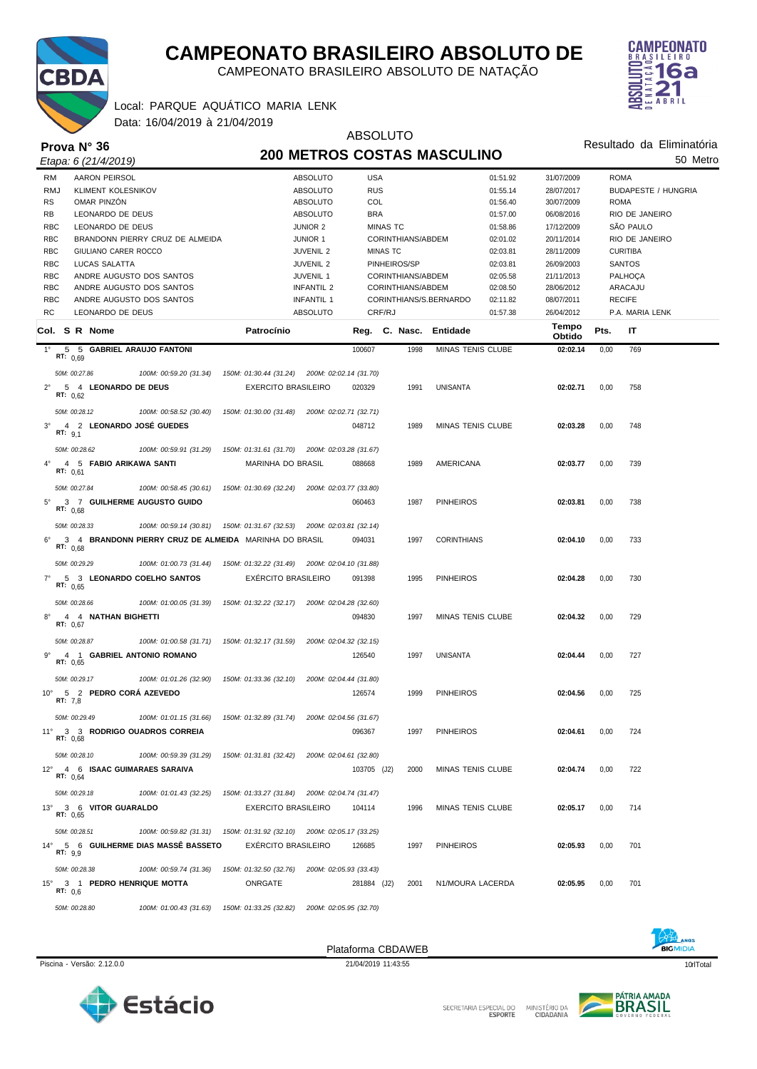# CAMPEONATO BRASILEIRO ABSOLUTO DE

CAMPEONATO BRASILEIRO ABSOLUTO DE NATAÇÃO

Local: PARQUE AQUÁTICO MARIA LENK

Data: 16/04/2019 à 21/04/2019

## Prova N° 36

*Etapa: 6 (21/4/2019)*

ABSOLUTO

## 200 METROS COSTAS MASCULINO

Resultado da Eliminatória

50 Metro

| | | | | | | |
|---|---|---|---|---|---|---|
| RM | AARON PEIRSOL | ABSOLUTO | USA | 01:51.92 | 31/07/2009 | ROMA |
| RMJ | KLIMENT KOLESNIKOV | ABSOLUTO | RUS | 01:55.14 | 28/07/2017 | BUDAPESTE / HUNGRIA |
| RS | OMAR PINZÓN | ABSOLUTO | COL | 01:56.40 | 30/07/2009 | ROMA |
| RB | LEONARDO DE DEUS | ABSOLUTO | BRA | 01:57.00 | 06/08/2016 | RIO DE JANEIRO |
| RBC | LEONARDO DE DEUS | JUNIOR 2 | MINAS TC | 01:58.86 | 17/12/2009 | SÃO PAULO |
| RBC | BRANDONN PIERRY CRUZ DE ALMEIDA | JUNIOR 1 | CORINTHIANS/ABDEM | 02:01.02 | 20/11/2014 | RIO DE JANEIRO |
| RBC | GIULIANO CARER ROCCO | JUVENIL 2 | MINAS TC | 02:03.81 | 28/11/2009 | CURITIBA |
| RBC | LUCAS SALATTA | JUVENIL 2 | PINHEIROS/SP | 02:03.81 | 26/09/2003 | SANTOS |
| RBC | ANDRE AUGUSTO DOS SANTOS | JUVENIL 1 | CORINTHIANS/ABDEM | 02:05.58 | 21/11/2013 | PALHOÇA |
| RBC | ANDRE AUGUSTO DOS SANTOS | INFANTIL 2 | CORINTHIANS/ABDEM | 02:08.50 | 28/06/2012 | ARACAJU |
| RBC | ANDRE AUGUSTO DOS SANTOS | INFANTIL 1 | CORINTHIANS/S.BERNARDO | 02:11.82 | 08/07/2011 | RECIFE |
| RC | LEONARDO DE DEUS | ABSOLUTO | CRF/RJ | 01:57.38 | 26/04/2012 | P.A. MARIA LENK |

| Col. | S | R | Nome | Patrocínio | Reg. | C. Nasc. | Entidade | Tempo Obtido | Pts. | IT |
|---|---|---|---|---|---|---|---|---|---|---|
| 1° | 5 | 5 | **GABRIEL ARAUJO FANTONI** RT: 0,69 | | 100607 | 1998 | MINAS TENIS CLUBE | **02:02.14** | 0,00 | 769 |
| | | | *50M: 00:27.86 — 100M: 00:59.20 (31.34) — 150M: 01:30.44 (31.24) — 200M: 02:02.14 (31.70)* | | | | | | | |
| 2° | 5 | 4 | **LEONARDO DE DEUS** RT: 0,62 | EXERCITO BRASILEIRO | 020329 | 1991 | UNISANTA | **02:02.71** | 0,00 | 758 |
| | | | *50M: 00:28.12 — 100M: 00:58.52 (30.40) — 150M: 01:30.00 (31.48) — 200M: 02:02.71 (32.71)* | | | | | | | |
| 3° | 4 | 2 | **LEONARDO JOSÉ GUEDES** RT: 9,1 | | 048712 | 1989 | MINAS TENIS CLUBE | **02:03.28** | 0,00 | 748 |
| | | | *50M: 00:28.62 — 100M: 00:59.91 (31.29) — 150M: 01:31.61 (31.70) — 200M: 02:03.28 (31.67)* | | | | | | | |
| 4° | 4 | 5 | **FABIO ARIKAWA SANTI** RT: 0,61 | MARINHA DO BRASIL | 088668 | 1989 | AMERICANA | **02:03.77** | 0,00 | 739 |
| | | | *50M: 00:27.84 — 100M: 00:58.45 (30.61) — 150M: 01:30.69 (32.24) — 200M: 02:03.77 (33.80)* | | | | | | | |
| 5° | 3 | 7 | **GUILHERME AUGUSTO GUIDO** RT: 0,68 | | 060463 | 1987 | PINHEIROS | **02:03.81** | 0,00 | 738 |
| | | | *50M: 00:28.33 — 100M: 00:59.14 (30.81) — 150M: 01:31.67 (32.53) — 200M: 02:03.81 (32.14)* | | | | | | | |
| 6° | 3 | 4 | **BRANDONN PIERRY CRUZ DE ALMEIDA** RT: 0,68 | MARINHA DO BRASIL | 094031 | 1997 | CORINTHIANS | **02:04.10** | 0,00 | 733 |
| | | | *50M: 00:29.29 — 100M: 01:00.73 (31.44) — 150M: 01:32.22 (31.49) — 200M: 02:04.10 (31.88)* | | | | | | | |
| 7° | 5 | 3 | **LEONARDO COELHO SANTOS** RT: 0,65 | EXÉRCITO BRASILEIRO | 091398 | 1995 | PINHEIROS | **02:04.28** | 0,00 | 730 |
| | | | *50M: 00:28.66 — 100M: 01:00.05 (31.39) — 150M: 01:32.22 (32.17) — 200M: 02:04.28 (32.60)* | | | | | | | |
| 8° | 4 | 4 | **NATHAN BIGHETTI** RT: 0,67 | | 094830 | 1997 | MINAS TENIS CLUBE | **02:04.32** | 0,00 | 729 |
| | | | *50M: 00:28.87 — 100M: 01:00.58 (31.71) — 150M: 01:32.17 (31.59) — 200M: 02:04.32 (32.15)* | | | | | | | |
| 9° | 4 | 1 | **GABRIEL ANTONIO ROMANO** RT: 0,65 | | 126540 | 1997 | UNISANTA | **02:04.44** | 0,00 | 727 |
| | | | *50M: 00:29.17 — 100M: 01:01.26 (32.90) — 150M: 01:33.36 (32.10) — 200M: 02:04.44 (31.80)* | | | | | | | |
| 10° | 5 | 2 | **PEDRO CORÁ AZEVEDO** RT: 7,8 | | 126574 | 1999 | PINHEIROS | **02:04.56** | 0,00 | 725 |
| | | | *50M: 00:29.49 — 100M: 01:01.15 (31.66) — 150M: 01:32.89 (31.74) — 200M: 02:04.56 (31.67)* | | | | | | | |
| 11° | 3 | 3 | **RODRIGO OUADROS CORREIA** RT: 0,68 | | 096367 | 1997 | PINHEIROS | **02:04.61** | 0,00 | 724 |
| | | | *50M: 00:28.10 — 100M: 00:59.39 (31.29) — 150M: 01:31.81 (32.42) — 200M: 02:04.61 (32.80)* | | | | | | | |
| 12° | 4 | 6 | **ISAAC GUIMARAES SARAIVA** RT: 0,64 | | 103705 (J2) | 2000 | MINAS TENIS CLUBE | **02:04.74** | 0,00 | 722 |
| | | | *50M: 00:29.18 — 100M: 01:01.43 (32.25) — 150M: 01:33.27 (31.84) — 200M: 02:04.74 (31.47)* | | | | | | | |
| 13° | 3 | 6 | **VITOR GUARALDO** RT: 0,65 | EXERCITO BRASILEIRO | 104114 | 1996 | MINAS TENIS CLUBE | **02:05.17** | 0,00 | 714 |
| | | | *50M: 00:28.51 — 100M: 00:59.82 (31.31) — 150M: 01:31.92 (32.10) — 200M: 02:05.17 (33.25)* | | | | | | | |
| 14° | 5 | 6 | **GUILHERME DIAS MASSÊ BASSETO** RT: 9,9 | EXÉRCITO BRASILEIRO | 126685 | 1997 | PINHEIROS | **02:05.93** | 0,00 | 701 |
| | | | *50M: 00:28.38 — 100M: 00:59.74 (31.36) — 150M: 01:32.50 (32.76) — 200M: 02:05.93 (33.43)* | | | | | | | |
| 15° | 3 | 1 | **PEDRO HENRIQUE MOTTA** RT: 0,6 | ONRGATE | 281884 (J2) | 2001 | N1/MOURA LACERDA | **02:05.95** | 0,00 | 701 |
| | | | *50M: 00:28.80 — 100M: 01:00.43 (31.63) — 150M: 01:33.25 (32.82) — 200M: 02:05.95 (32.70)* | | | | | | | |

Plataforma CBDAWEB

Piscina - Versão: 2.12.0.0 — 21/04/2019 11:43:55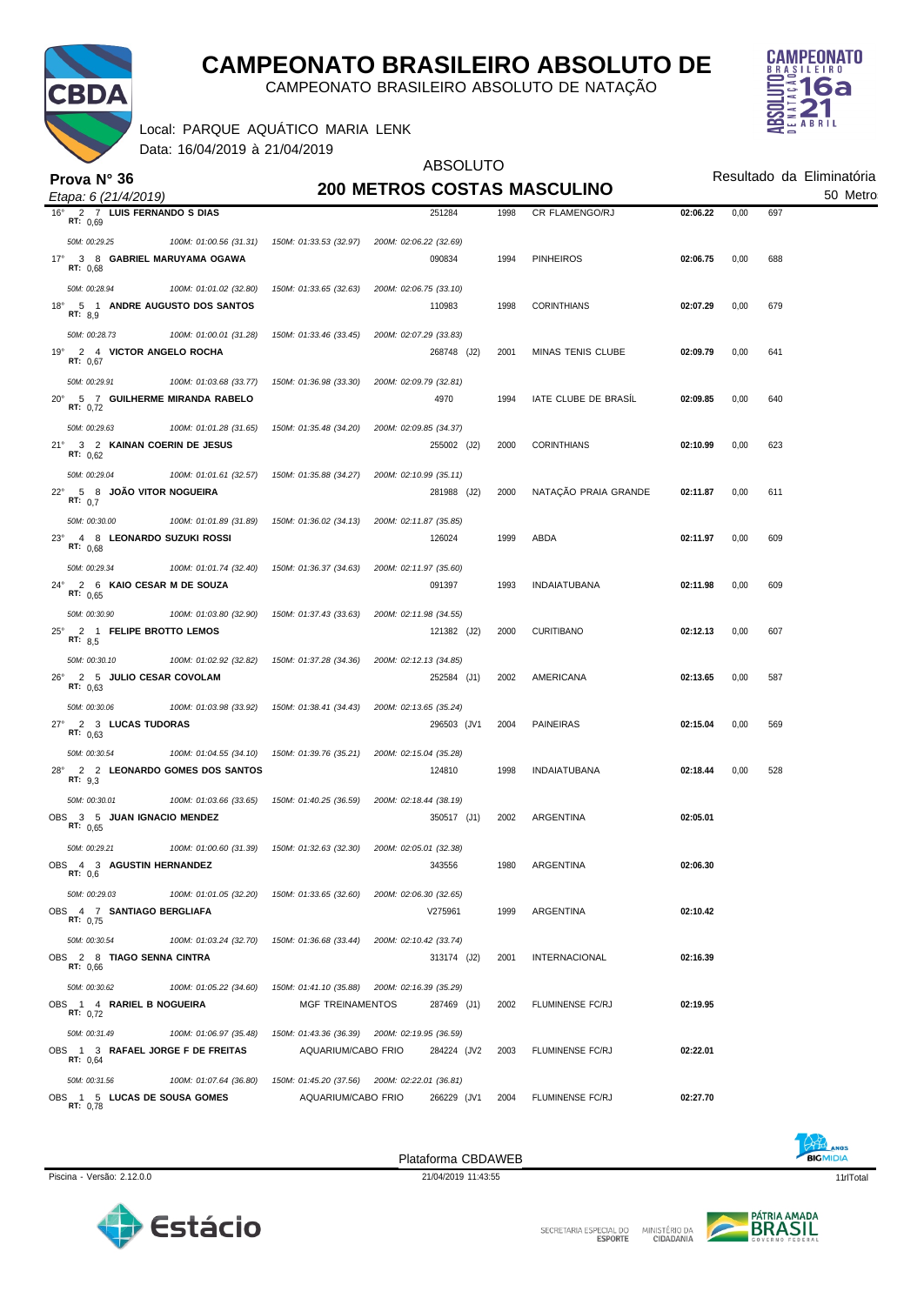# CAMPEONATO BRASILEIRO ABSOLUTO DE

CAMPEONATO BRASILEIRO ABSOLUTO DE NATAÇÃO

Local: PARQUE AQUÁTICO MARIA LENK

Data: 16/04/2019 à 21/04/2019

## Prova N° 36

*Etapa: 6 (21/4/2019)*

ABSOLUTO

## 200 METROS COSTAS MASCULINO

Resultado da Eliminatória

50 Metro

| Col. | Série | Raia | Nome | Reg. | Ano | Entidade | Tempo | Pts | Índice |
|---|---|---|---|---|---|---|---|---|---|
| 16° | 2 | 7 | **LUIS FERNANDO S DIAS** (RT: 0,69) | 251284 | 1998 | CR FLAMENGO/RJ | **02:06.22** | 0,00 | 697 |
| | | | *50M: 00:29.25 — 100M: 01:00.56 (31.31) — 150M: 01:33.53 (32.97) — 200M: 02:06.22 (32.69)* | | | | | | |
| 17° | 3 | 8 | **GABRIEL MARUYAMA OGAWA** (RT: 0,68) | 090834 | 1994 | PINHEIROS | **02:06.75** | 0,00 | 688 |
| | | | *50M: 00:28.94 — 100M: 01:01.02 (32.80) — 150M: 01:33.65 (32.63) — 200M: 02:06.75 (33.10)* | | | | | | |
| 18° | 5 | 1 | **ANDRE AUGUSTO DOS SANTOS** (RT: 8,9) | 110983 | 1998 | CORINTHIANS | **02:07.29** | 0,00 | 679 |
| | | | *50M: 00:28.73 — 100M: 01:00.01 (31.28) — 150M: 01:33.46 (33.45) — 200M: 02:07.29 (33.83)* | | | | | | |
| 19° | 2 | 4 | **VICTOR ANGELO ROCHA** (RT: 0,67) | 268748 (J2) | 2001 | MINAS TENIS CLUBE | **02:09.79** | 0,00 | 641 |
| | | | *50M: 00:29.91 — 100M: 01:03.68 (33.77) — 150M: 01:36.98 (33.30) — 200M: 02:09.79 (32.81)* | | | | | | |
| 20° | 5 | 7 | **GUILHERME MIRANDA RABELO** (RT: 0,72) | 4970 | 1994 | IATE CLUBE DE BRASÍL | **02:09.85** | 0,00 | 640 |
| | | | *50M: 00:29.63 — 100M: 01:01.28 (31.65) — 150M: 01:35.48 (34.20) — 200M: 02:09.85 (34.37)* | | | | | | |
| 21° | 3 | 2 | **KAINAN COERIN DE JESUS** (RT: 0,62) | 255002 (J2) | 2000 | CORINTHIANS | **02:10.99** | 0,00 | 623 |
| | | | *50M: 00:29.04 — 100M: 01:01.61 (32.57) — 150M: 01:35.88 (34.27) — 200M: 02:10.99 (35.11)* | | | | | | |
| 22° | 5 | 8 | **JOÃO VITOR NOGUEIRA** (RT: 0,7) | 281988 (J2) | 2000 | NATAÇÃO PRAIA GRANDE | **02:11.87** | 0,00 | 611 |
| | | | *50M: 00:30.00 — 100M: 01:01.89 (31.89) — 150M: 01:36.02 (34.13) — 200M: 02:11.87 (35.85)* | | | | | | |
| 23° | 4 | 8 | **LEONARDO SUZUKI ROSSI** (RT: 0,68) | 126024 | 1999 | ABDA | **02:11.97** | 0,00 | 609 |
| | | | *50M: 00:29.34 — 100M: 01:01.74 (32.40) — 150M: 01:36.37 (34.63) — 200M: 02:11.97 (35.60)* | | | | | | |
| 24° | 2 | 6 | **KAIO CESAR M DE SOUZA** (RT: 0,65) | 091397 | 1993 | INDAIATUBANA | **02:11.98** | 0,00 | 609 |
| | | | *50M: 00:30.90 — 100M: 01:03.80 (32.90) — 150M: 01:37.43 (33.63) — 200M: 02:11.98 (34.55)* | | | | | | |
| 25° | 2 | 1 | **FELIPE BROTTO LEMOS** (RT: 8,5) | 121382 (J2) | 2000 | CURITIBANO | **02:12.13** | 0,00 | 607 |
| | | | *50M: 00:30.10 — 100M: 01:02.92 (32.82) — 150M: 01:37.28 (34.36) — 200M: 02:12.13 (34.85)* | | | | | | |
| 26° | 2 | 5 | **JULIO CESAR COVOLAM** (RT: 0,63) | 252584 (J1) | 2002 | AMERICANA | **02:13.65** | 0,00 | 587 |
| | | | *50M: 00:30.06 — 100M: 01:03.98 (33.92) — 150M: 01:38.41 (34.43) — 200M: 02:13.65 (35.24)* | | | | | | |
| 27° | 2 | 3 | **LUCAS TUDORAS** (RT: 0,63) | 296503 (JV1 | 2004 | PAINEIRAS | **02:15.04** | 0,00 | 569 |
| | | | *50M: 00:30.54 — 100M: 01:04.55 (34.10) — 150M: 01:39.76 (35.21) — 200M: 02:15.04 (35.28)* | | | | | | |
| 28° | 2 | 2 | **LEONARDO GOMES DOS SANTOS** (RT: 9,3) | 124810 | 1998 | INDAIATUBANA | **02:18.44** | 0,00 | 528 |
| | | | *50M: 00:30.01 — 100M: 01:03.66 (33.65) — 150M: 01:40.25 (36.59) — 200M: 02:18.44 (38.19)* | | | | | | |
| OBS | 3 | 5 | **JUAN IGNACIO MENDEZ** (RT: 0,65) | 350517 (J1) | 2002 | ARGENTINA | **02:05.01** | | |
| | | | *50M: 00:29.21 — 100M: 01:00.60 (31.39) — 150M: 01:32.63 (32.30) — 200M: 02:05.01 (32.38)* | | | | | | |
| OBS | 4 | 3 | **AGUSTIN HERNANDEZ** (RT: 0,6) | 343556 | 1980 | ARGENTINA | **02:06.30** | | |
| | | | *50M: 00:29.03 — 100M: 01:01.05 (32.20) — 150M: 01:33.65 (32.60) — 200M: 02:06.30 (32.65)* | | | | | | |
| OBS | 4 | 7 | **SANTIAGO BERGLIAFA** (RT: 0,75) | V275961 | 1999 | ARGENTINA | **02:10.42** | | |
| | | | *50M: 00:30.54 — 100M: 01:03.24 (32.70) — 150M: 01:36.68 (33.44) — 200M: 02:10.42 (33.74)* | | | | | | |
| OBS | 2 | 8 | **TIAGO SENNA CINTRA** (RT: 0,66) | 313174 (J2) | 2001 | INTERNACIONAL | **02:16.39** | | |
| | | | *50M: 00:30.62 — 100M: 01:05.22 (34.60) — 150M: 01:41.10 (35.88) — 200M: 02:16.39 (35.29)* | | | | | | |
| OBS | 1 | 4 | **RARIEL B NOGUEIRA** — MGF TREINAMENTOS (RT: 0,72) | 287469 (J1) | 2002 | FLUMINENSE FC/RJ | **02:19.95** | | |
| | | | *50M: 00:31.49 — 100M: 01:06.97 (35.48) — 150M: 01:43.36 (36.39) — 200M: 02:19.95 (36.59)* | | | | | | |
| OBS | 1 | 3 | **RAFAEL JORGE F DE FREITAS** — AQUARIUM/CABO FRIO (RT: 0,64) | 284224 (JV2 | 2003 | FLUMINENSE FC/RJ | **02:22.01** | | |
| | | | *50M: 00:31.56 — 100M: 01:07.64 (36.80) — 150M: 01:45.20 (37.56) — 200M: 02:22.01 (36.81)* | | | | | | |
| OBS | 1 | 5 | **LUCAS DE SOUSA GOMES** — AQUARIUM/CABO FRIO (RT: 0,78) | 266229 (JV1 | 2004 | FLUMINENSE FC/RJ | **02:27.70** | | |

Plataforma CBDAWEB

Piscina - Versão: 2.12.0.0 — 21/04/2019 11:43:55 — 11rlTotal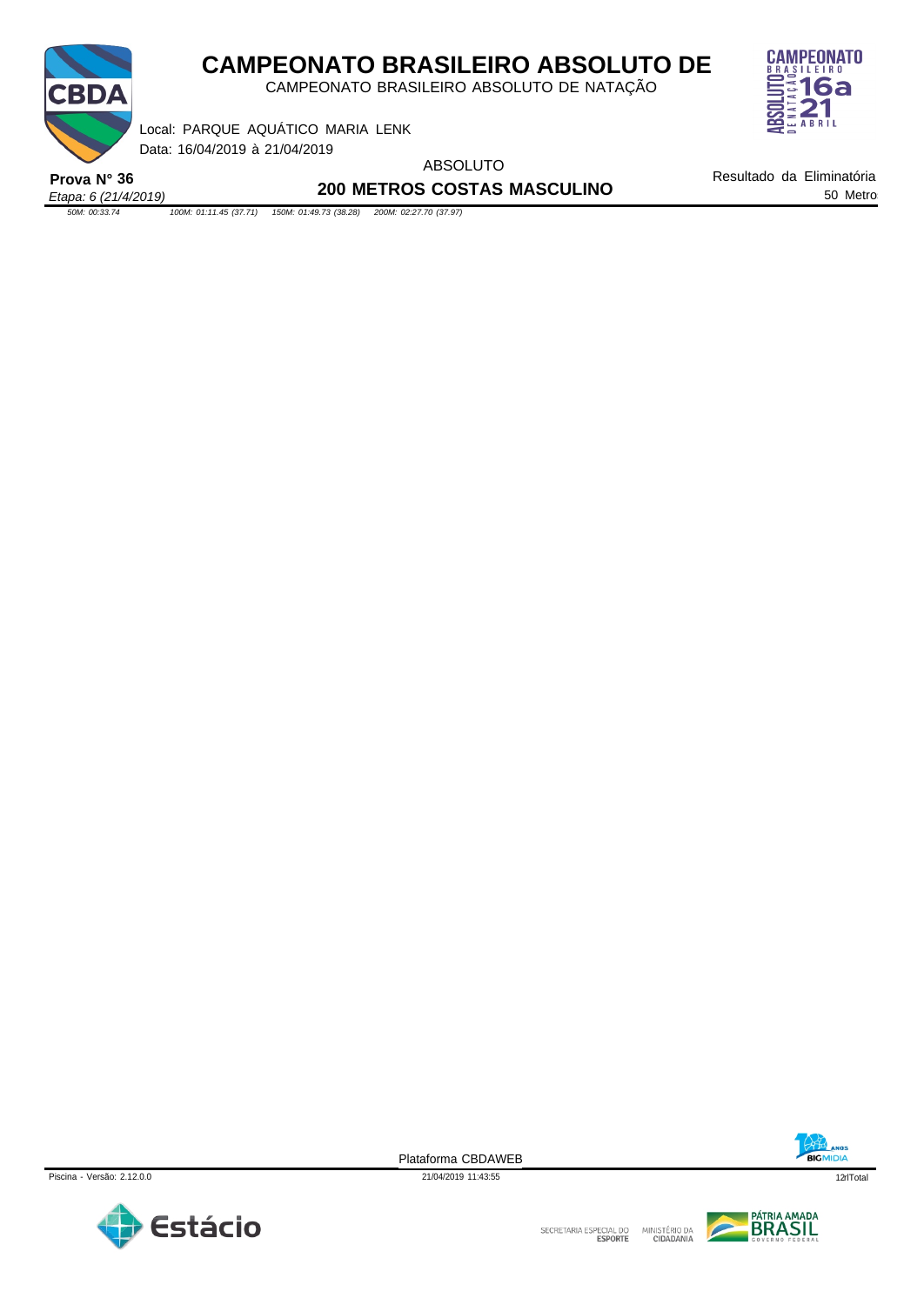# CAMPEONATO BRASILEIRO ABSOLUTO DE

CAMPEONATO BRASILEIRO ABSOLUTO DE NATAÇÃO

Local: PARQUE AQUÁTICO MARIA LENK

Data: 16/04/2019 à 21/04/2019

**Prova N° 36**

*Etapa: 6 (21/4/2019)*

ABSOLUTO

**200 METROS COSTAS MASCULINO**

Resultado da Eliminatória

50 Metro

*50M: 00:33.74 100M: 01:11.45 (37.71) 150M: 01:49.73 (38.28) 200M: 02:27.70 (37.97)*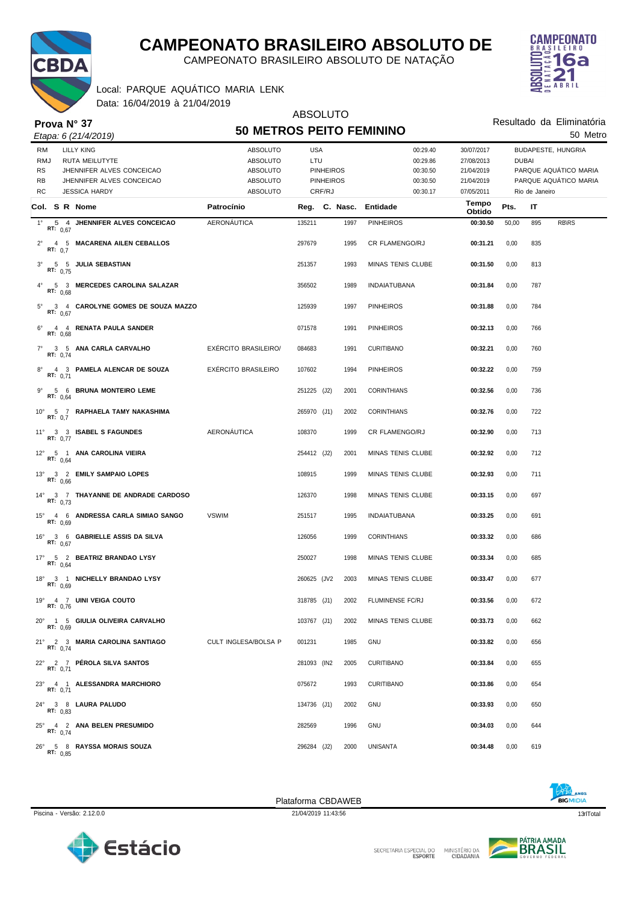# CAMPEONATO BRASILEIRO ABSOLUTO DE

CAMPEONATO BRASILEIRO ABSOLUTO DE NATAÇÃO

Local: PARQUE AQUÁTICO MARIA LENK
Data: 16/04/2019 à 21/04/2019

**Prova N° 37**
*Etapa: 6 (21/4/2019)*

ABSOLUTO
## 50 METROS PEITO FEMININO

Resultado da Eliminatória
50 Metro

| | | | | | | |
|---|---|---|---|---|---|---|
| RM | LILLY KING | ABSOLUTO | USA | 00:29.40 | 30/07/2017 | BUDAPESTE, HUNGRIA |
| RMJ | RUTA MEILUTYTE | ABSOLUTO | LTU | 00:29.86 | 27/08/2013 | DUBAI |
| RS | JHENNIFER ALVES CONCEICAO | ABSOLUTO | PINHEIROS | 00:30.50 | 21/04/2019 | PARQUE AQUÁTICO MARIA |
| RB | JHENNIFER ALVES CONCEICAO | ABSOLUTO | PINHEIROS | 00:30.50 | 21/04/2019 | PARQUE AQUÁTICO MARIA |
| RC | JESSICA HARDY | ABSOLUTO | CRF/RJ | 00:30.17 | 07/05/2011 | Rio de Janeiro |

| Col. | S | R | Nome | RT | Patrocínio | Reg. | C. Nasc. | Entidade | Tempo Obtido | Pts. | IT | |
|---|---|---|---|---|---|---|---|---|---|---|---|---|
| 1° | 5 | 4 | JHENNIFER ALVES CONCEICAO | 0,67 | AERONÁUTICA | 135211 | 1997 | PINHEIROS | 00:30.50 | 50,00 | 895 | RB\RS |
| 2° | 4 | 5 | MACARENA AILEN CEBALLOS | 0,7 | | 297679 | 1995 | CR FLAMENGO/RJ | 00:31.21 | 0,00 | 835 | |
| 3° | 5 | 5 | JULIA SEBASTIAN | 0,75 | | 251357 | 1993 | MINAS TENIS CLUBE | 00:31.50 | 0,00 | 813 | |
| 4° | 5 | 3 | MERCEDES CAROLINA SALAZAR | 0,68 | | 356502 | 1989 | INDAIATUBANA | 00:31.84 | 0,00 | 787 | |
| 5° | 3 | 4 | CAROLYNE GOMES DE SOUZA MAZZO | 0,67 | | 125939 | 1997 | PINHEIROS | 00:31.88 | 0,00 | 784 | |
| 6° | 4 | 4 | RENATA PAULA SANDER | 0,68 | | 071578 | 1991 | PINHEIROS | 00:32.13 | 0,00 | 766 | |
| 7° | 3 | 5 | ANA CARLA CARVALHO | 0,74 | EXÉRCITO BRASILEIRO/ | 084683 | 1991 | CURITIBANO | 00:32.21 | 0,00 | 760 | |
| 8° | 4 | 3 | PAMELA ALENCAR DE SOUZA | 0,71 | EXÉRCITO BRASILEIRO | 107602 | 1994 | PINHEIROS | 00:32.22 | 0,00 | 759 | |
| 9° | 5 | 6 | BRUNA MONTEIRO LEME | 0,64 | | 251225 (J2) | 2001 | CORINTHIANS | 00:32.56 | 0,00 | 736 | |
| 10° | 5 | 7 | RAPHAELA TAMY NAKASHIMA | 0,7 | | 265970 (J1) | 2002 | CORINTHIANS | 00:32.76 | 0,00 | 722 | |
| 11° | 3 | 3 | ISABEL S FAGUNDES | 0,77 | AERONÁUTICA | 108370 | 1999 | CR FLAMENGO/RJ | 00:32.90 | 0,00 | 713 | |
| 12° | 5 | 1 | ANA CAROLINA VIEIRA | 0,64 | | 254412 (J2) | 2001 | MINAS TENIS CLUBE | 00:32.92 | 0,00 | 712 | |
| 13° | 3 | 2 | EMILY SAMPAIO LOPES | 0,66 | | 108915 | 1999 | MINAS TENIS CLUBE | 00:32.93 | 0,00 | 711 | |
| 14° | 3 | 7 | THAYANNE DE ANDRADE CARDOSO | 0,73 | | 126370 | 1998 | MINAS TENIS CLUBE | 00:33.15 | 0,00 | 697 | |
| 15° | 4 | 6 | ANDRESSA CARLA SIMIAO SANGO | 0,69 | VSWIM | 251517 | 1995 | INDAIATUBANA | 00:33.25 | 0,00 | 691 | |
| 16° | 3 | 6 | GABRIELLE ASSIS DA SILVA | 0,67 | | 126056 | 1999 | CORINTHIANS | 00:33.32 | 0,00 | 686 | |
| 17° | 5 | 2 | BEATRIZ BRANDAO LYSY | 0,64 | | 250027 | 1998 | MINAS TENIS CLUBE | 00:33.34 | 0,00 | 685 | |
| 18° | 3 | 1 | NICHELLY BRANDAO LYSY | 0,69 | | 260625 (JV2 | 2003 | MINAS TENIS CLUBE | 00:33.47 | 0,00 | 677 | |
| 19° | 4 | 7 | UINI VEIGA COUTO | 0,76 | | 318785 (J1) | 2002 | FLUMINENSE FC/RJ | 00:33.56 | 0,00 | 672 | |
| 20° | 1 | 5 | GIULIA OLIVEIRA CARVALHO | 0,69 | | 103767 (J1) | 2002 | MINAS TENIS CLUBE | 00:33.73 | 0,00 | 662 | |
| 21° | 2 | 3 | MARIA CAROLINA SANTIAGO | 0,74 | CULT INGLESA/BOLSA P | 001231 | 1985 | GNU | 00:33.82 | 0,00 | 656 | |
| 22° | 2 | 7 | PÉROLA SILVA SANTOS | 0,71 | | 281093 (IN2 | 2005 | CURITIBANO | 00:33.84 | 0,00 | 655 | |
| 23° | 4 | 1 | ALESSANDRA MARCHIORO | 0,71 | | 075672 | 1993 | CURITIBANO | 00:33.86 | 0,00 | 654 | |
| 24° | 3 | 8 | LAURA PALUDO | 0,83 | | 134736 (J1) | 2002 | GNU | 00:33.93 | 0,00 | 650 | |
| 25° | 4 | 2 | ANA BELEN PRESUMIDO | 0,74 | | 282569 | 1996 | GNU | 00:34.03 | 0,00 | 644 | |
| 26° | 5 | 8 | RAYSSA MORAIS SOUZA | 0,85 | | 296284 (J2) | 2000 | UNISANTA | 00:34.48 | 0,00 | 619 | |

Plataforma CBDAWEB
Piscina - Versão: 2.12.0.0 — 21/04/2019 11:43:56 — 13rlTotal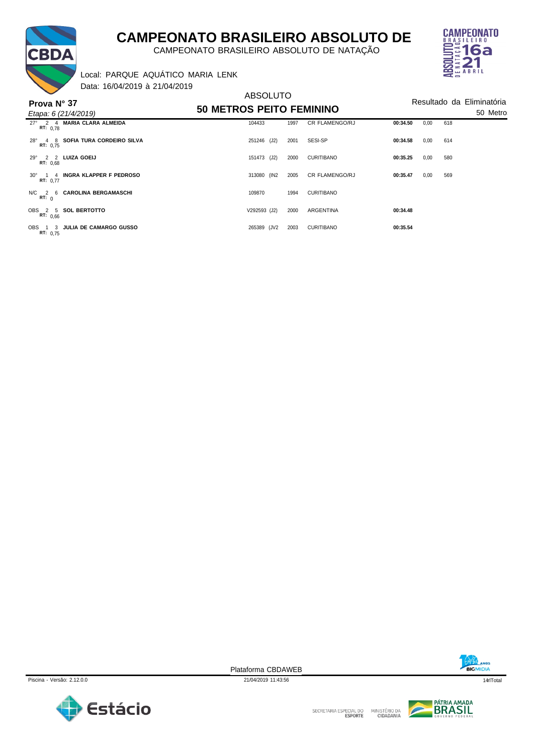# CAMPEONATO BRASILEIRO ABSOLUTO DE

CAMPEONATO BRASILEIRO ABSOLUTO DE NATAÇÃO

Local: PARQUE AQUÁTICO MARIA LENK

Data: 16/04/2019 à 21/04/2019

**Prova N° 37**

*Etapa: 6 (21/4/2019)*

ABSOLUTO

## 50 METROS PEITO FEMININO

Resultado da Eliminatória

50 Metro

| Col. | S | R | Nome | Registro | Ano | Entidade | Tempo | | Pontos |
|---|---|---|---|---|---|---|---|---|---|
| 27° | 2 | 4 | **MARIA CLARA ALMEIDA** RT: 0,78 | 104433 | 1997 | CR FLAMENGO/RJ | **00:34.50** | 0,00 | 618 |
| 28° | 4 | 8 | **SOFIA TURA CORDEIRO SILVA** RT: 0,75 | 251246 (J2) | 2001 | SESI-SP | **00:34.58** | 0,00 | 614 |
| 29° | 2 | 2 | **LUIZA GOEIJ** RT: 0,68 | 151473 (J2) | 2000 | CURITIBANO | **00:35.25** | 0,00 | 580 |
| 30° | 1 | 4 | **INGRA KLAPPER F PEDROSO** RT: 0,77 | 313080 (IN2 | 2005 | CR FLAMENGO/RJ | **00:35.47** | 0,00 | 569 |
| N/C | 2 | 6 | **CAROLINA BERGAMASCHI** RT: 0 | 109870 | 1994 | CURITIBANO | | | |
| OBS | 2 | 5 | **SOL BERTOTTO** RT: 0,66 | V292593 (J2) | 2000 | ARGENTINA | **00:34.48** | | |
| OBS | 1 | 3 | **JULIA DE CAMARGO GUSSO** RT: 0,75 | 265389 (JV2 | 2003 | CURITIBANO | **00:35.54** | | |

Plataforma CBDAWEB

Piscina - Versão: 2.12.0.0 — 21/04/2019 11:43:56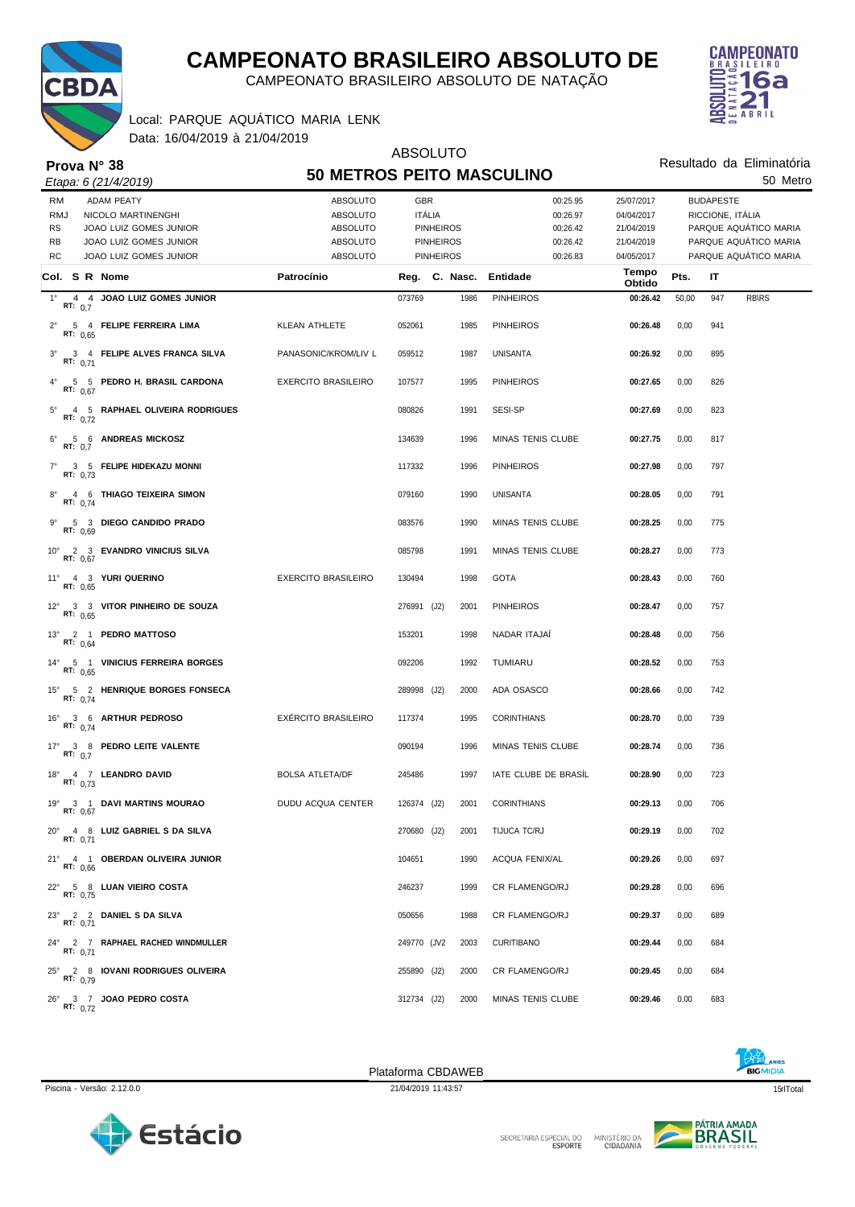# CAMPEONATO BRASILEIRO ABSOLUTO DE

CAMPEONATO BRASILEIRO ABSOLUTO DE NATAÇÃO

Local: PARQUE AQUÁTICO MARIA LENK

Data: 16/04/2019 à 21/04/2019

## Prova N° 38

*Etapa: 6 (21/4/2019)*

ABSOLUTO

## 50 METROS PEITO MASCULINO

Resultado da Eliminatória

50 Metro

| | Nome | Categoria | País/Entidade | Tempo | Data | Local |
|---|---|---|---|---|---|---|
| RM | ADAM PEATY | ABSOLUTO | GBR | 00:25.95 | 25/07/2017 | BUDAPESTE |
| RMJ | NICOLO MARTINENGHI | ABSOLUTO | ITÁLIA | 00:26.97 | 04/04/2017 | RICCIONE, ITÁLIA |
| RS | JOAO LUIZ GOMES JUNIOR | ABSOLUTO | PINHEIROS | 00:26.42 | 21/04/2019 | PARQUE AQUÁTICO MARIA |
| RB | JOAO LUIZ GOMES JUNIOR | ABSOLUTO | PINHEIROS | 00:26.42 | 21/04/2019 | PARQUE AQUÁTICO MARIA |
| RC | JOAO LUIZ GOMES JUNIOR | ABSOLUTO | PINHEIROS | 00:26.83 | 04/05/2017 | PARQUE AQUÁTICO MARIA |

| Col. | S | R | Nome | RT | Patrocínio | Reg. | C. Nasc. | Entidade | Tempo Obtido | Pts. | IT | |
|---|---|---|---|---|---|---|---|---|---|---|---|---|
| 1° | 4 | 4 | JOAO LUIZ GOMES JUNIOR | 0,7 | | 073769 | 1986 | PINHEIROS | 00:26.42 | 50,00 | 947 | RB\RS |
| 2° | 5 | 4 | FELIPE FERREIRA LIMA | 0,65 | KLEAN ATHLETE | 052061 | 1985 | PINHEIROS | 00:26.48 | 0,00 | 941 | |
| 3° | 3 | 4 | FELIPE ALVES FRANCA SILVA | 0,71 | PANASONIC/KROM/LIV L | 059512 | 1987 | UNISANTA | 00:26.92 | 0,00 | 895 | |
| 4° | 5 | 5 | PEDRO H. BRASIL CARDONA | 0,67 | EXERCITO BRASILEIRO | 107577 | 1995 | PINHEIROS | 00:27.65 | 0,00 | 826 | |
| 5° | 4 | 5 | RAPHAEL OLIVEIRA RODRIGUES | 0,72 | | 080826 | 1991 | SESI-SP | 00:27.69 | 0,00 | 823 | |
| 6° | 5 | 6 | ANDREAS MICKOSZ | 0,7 | | 134639 | 1996 | MINAS TENIS CLUBE | 00:27.75 | 0,00 | 817 | |
| 7° | 3 | 5 | FELIPE HIDEKAZU MONNI | 0,73 | | 117332 | 1996 | PINHEIROS | 00:27.98 | 0,00 | 797 | |
| 8° | 4 | 6 | THIAGO TEIXEIRA SIMON | 0,74 | | 079160 | 1990 | UNISANTA | 00:28.05 | 0,00 | 791 | |
| 9° | 5 | 3 | DIEGO CANDIDO PRADO | 0,69 | | 083576 | 1990 | MINAS TENIS CLUBE | 00:28.25 | 0,00 | 775 | |
| 10° | 2 | 3 | EVANDRO VINICIUS SILVA | 0,67 | | 085798 | 1991 | MINAS TENIS CLUBE | 00:28.27 | 0,00 | 773 | |
| 11° | 4 | 3 | YURI QUERINO | 0,65 | EXERCITO BRASILEIRO | 130494 | 1998 | GOTA | 00:28.43 | 0,00 | 760 | |
| 12° | 3 | 3 | VITOR PINHEIRO DE SOUZA | 0,65 | | 276991 (J2) | 2001 | PINHEIROS | 00:28.47 | 0,00 | 757 | |
| 13° | 2 | 1 | PEDRO MATTOSO | 0,64 | | 153201 | 1998 | NADAR ITAJAÍ | 00:28.48 | 0,00 | 756 | |
| 14° | 5 | 1 | VINICIUS FERREIRA BORGES | 0,65 | | 092206 | 1992 | TUMIARU | 00:28.52 | 0,00 | 753 | |
| 15° | 5 | 2 | HENRIQUE BORGES FONSECA | 0,74 | | 289998 (J2) | 2000 | ADA OSASCO | 00:28.66 | 0,00 | 742 | |
| 16° | 3 | 6 | ARTHUR PEDROSO | 0,74 | EXÉRCITO BRASILEIRO | 117374 | 1995 | CORINTHIANS | 00:28.70 | 0,00 | 739 | |
| 17° | 3 | 8 | PEDRO LEITE VALENTE | 0,7 | | 090194 | 1996 | MINAS TENIS CLUBE | 00:28.74 | 0,00 | 736 | |
| 18° | 4 | 7 | LEANDRO DAVID | 0,73 | BOLSA ATLETA/DF | 245486 | 1997 | IATE CLUBE DE BRASÍL | 00:28.90 | 0,00 | 723 | |
| 19° | 3 | 1 | DAVI MARTINS MOURAO | 0,67 | DUDU ACQUA CENTER | 126374 (J2) | 2001 | CORINTHIANS | 00:29.13 | 0,00 | 706 | |
| 20° | 4 | 8 | LUIZ GABRIEL S DA SILVA | 0,71 | | 270680 (J2) | 2001 | TIJUCA TC/RJ | 00:29.19 | 0,00 | 702 | |
| 21° | 4 | 1 | OBERDAN OLIVEIRA JUNIOR | 0,66 | | 104651 | 1990 | ACQUA FENIX/AL | 00:29.26 | 0,00 | 697 | |
| 22° | 5 | 8 | LUAN VIEIRO COSTA | 0,75 | | 246237 | 1999 | CR FLAMENGO/RJ | 00:29.28 | 0,00 | 696 | |
| 23° | 2 | 2 | DANIEL S DA SILVA | 0,71 | | 050656 | 1988 | CR FLAMENGO/RJ | 00:29.37 | 0,00 | 689 | |
| 24° | 2 | 7 | RAPHAEL RACHED WINDMULLER | 0,71 | | 249770 (JV2 | 2003 | CURITIBANO | 00:29.44 | 0,00 | 684 | |
| 25° | 2 | 8 | IOVANI RODRIGUES OLIVEIRA | 0,79 | | 255890 (J2) | 2000 | CR FLAMENGO/RJ | 00:29.45 | 0,00 | 684 | |
| 26° | 3 | 7 | JOAO PEDRO COSTA | 0,72 | | 312734 (J2) | 2000 | MINAS TENIS CLUBE | 00:29.46 | 0,00 | 683 | |

Plataforma CBDAWEB

Piscina - Versão: 2.12.0.0 — 21/04/2019 11:43:57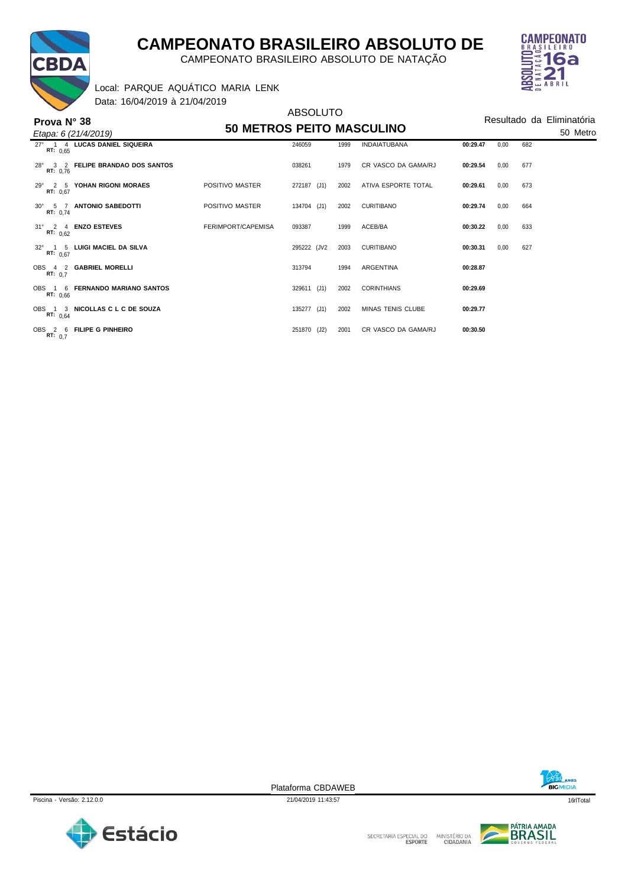# CAMPEONATO BRASILEIRO ABSOLUTO DE

CAMPEONATO BRASILEIRO ABSOLUTO DE NATAÇÃO

Local: PARQUE AQUÁTICO MARIA LENK

Data: 16/04/2019 à 21/04/2019

ABSOLUTO

**Prova N° 38**

*Etapa: 6 (21/4/2019)*

## 50 METROS PEITO MASCULINO

Resultado da Eliminatória

50 Metro

| | | | | | | | | | | | |
|---|---|---|---|---|---|---|---|---|---|---|---|
| 27° | 1 | 4 | **LUCAS DANIEL SIQUEIRA** RT: 0,65 | | 246059 | 1999 | INDAIATUBANA | **00:29.47** | 0,00 | 682 |
| 28° | 3 | 2 | **FELIPE BRANDAO DOS SANTOS** RT: 0,76 | | 038261 | 1979 | CR VASCO DA GAMA/RJ | **00:29.54** | 0,00 | 677 |
| 29° | 2 | 5 | **YOHAN RIGONI MORAES** RT: 0,67 | POSITIVO MASTER | 272187 (J1) | 2002 | ATIVA ESPORTE TOTAL | **00:29.61** | 0,00 | 673 |
| 30° | 5 | 7 | **ANTONIO SABEDOTTI** RT: 0,74 | POSITIVO MASTER | 134704 (J1) | 2002 | CURITIBANO | **00:29.74** | 0,00 | 664 |
| 31° | 2 | 4 | **ENZO ESTEVES** RT: 0,62 | FERIMPORT/CAPEMISA | 093387 | 1999 | ACEB/BA | **00:30.22** | 0,00 | 633 |
| 32° | 1 | 5 | **LUIGI MACIEL DA SILVA** RT: 0,67 | | 295222 (JV2 | 2003 | CURITIBANO | **00:30.31** | 0,00 | 627 |
| OBS | 4 | 2 | **GABRIEL MORELLI** RT: 0,7 | | 313794 | 1994 | ARGENTINA | **00:28.87** | | |
| OBS | 1 | 6 | **FERNANDO MARIANO SANTOS** RT: 0,66 | | 329611 (J1) | 2002 | CORINTHIANS | **00:29.69** | | |
| OBS | 1 | 3 | **NICOLLAS C L C DE SOUZA** RT: 0,64 | | 135277 (J1) | 2002 | MINAS TENIS CLUBE | **00:29.77** | | |
| OBS | 2 | 6 | **FILIPE G PINHEIRO** RT: 0,7 | | 251870 (J2) | 2001 | CR VASCO DA GAMA/RJ | **00:30.50** | | |

Plataforma CBDAWEB

Piscina - Versão: 2.12.0.0 — 21/04/2019 11:43:57